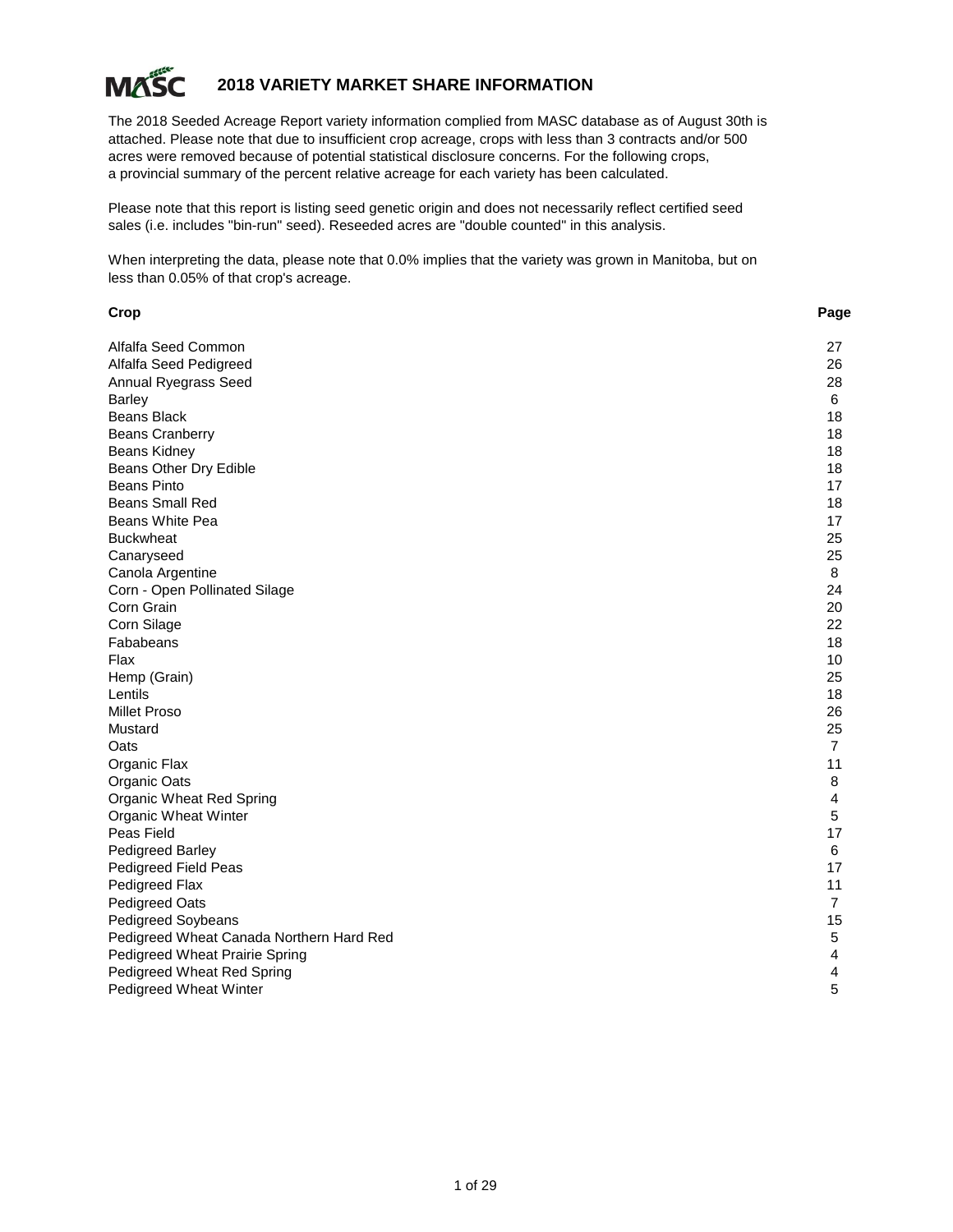# MASC 2018 VARIETY MARKET SHARE INFORMATION

The 2018 Seeded Acreage Report variety information complied from MASC database as of August 30th is attached. Please note that due to insufficient crop acreage, crops with less than 3 contracts and/or 500 acres were removed because of potential statistical disclosure concerns. For the following crops, a provincial summary of the percent relative acreage for each variety has been calculated.

Please note that this report is listing seed genetic origin and does not necessarily reflect certified seed sales (i.e. includes "bin-run" seed). Reseeded acres are "double counted" in this analysis.

When interpreting the data, please note that 0.0% implies that the variety was grown in Manitoba, but on less than 0.05% of that crop's acreage.

| Crop | Page |
|---|---|
| Alfalfa Seed Common | 27 |
| Alfalfa Seed Pedigreed | 26 |
| Annual Ryegrass Seed | 28 |
| Barley | 6 |
| Beans Black | 18 |
| Beans Cranberry | 18 |
| Beans Kidney | 18 |
| Beans Other Dry Edible | 18 |
| Beans Pinto | 17 |
| Beans Small Red | 18 |
| Beans White Pea | 17 |
| Buckwheat | 25 |
| Canaryseed | 25 |
| Canola Argentine | 8 |
| Corn - Open Pollinated Silage | 24 |
| Corn Grain | 20 |
| Corn Silage | 22 |
| Fababeans | 18 |
| Flax | 10 |
| Hemp (Grain) | 25 |
| Lentils | 18 |
| Millet Proso | 26 |
| Mustard | 25 |
| Oats | 7 |
| Organic Flax | 11 |
| Organic Oats | 8 |
| Organic Wheat Red Spring | 4 |
| Organic Wheat Winter | 5 |
| Peas Field | 17 |
| Pedigreed Barley | 6 |
| Pedigreed Field Peas | 17 |
| Pedigreed Flax | 11 |
| Pedigreed Oats | 7 |
| Pedigreed Soybeans | 15 |
| Pedigreed Wheat Canada Northern Hard Red | 5 |
| Pedigreed Wheat Prairie Spring | 4 |
| Pedigreed Wheat Red Spring | 4 |
| Pedigreed Wheat Winter | 5 |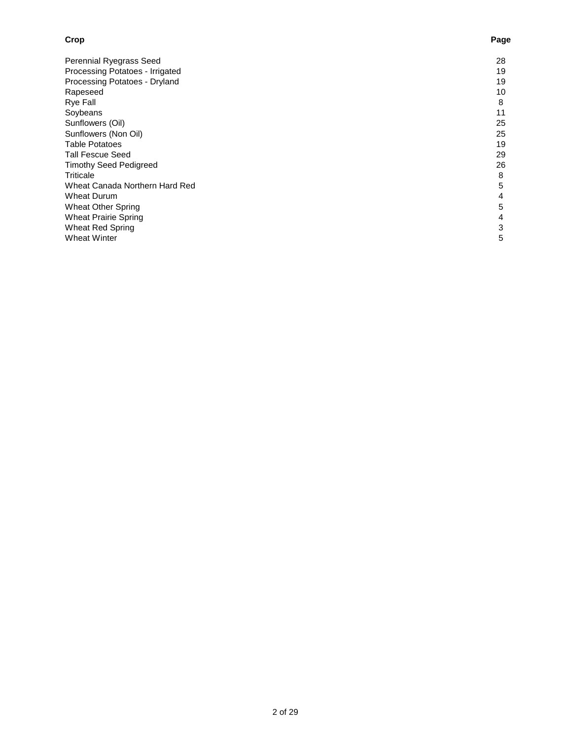| Crop | Page |
| --- | --- |
| Perennial Ryegrass Seed | 28 |
| Processing Potatoes - Irrigated | 19 |
| Processing Potatoes - Dryland | 19 |
| Rapeseed | 10 |
| Rye Fall | 8 |
| Soybeans | 11 |
| Sunflowers (Oil) | 25 |
| Sunflowers (Non Oil) | 25 |
| Table Potatoes | 19 |
| Tall Fescue Seed | 29 |
| Timothy Seed Pedigreed | 26 |
| Triticale | 8 |
| Wheat Canada Northern Hard Red | 5 |
| Wheat Durum | 4 |
| Wheat Other Spring | 5 |
| Wheat Prairie Spring | 4 |
| Wheat Red Spring | 3 |
| Wheat Winter | 5 |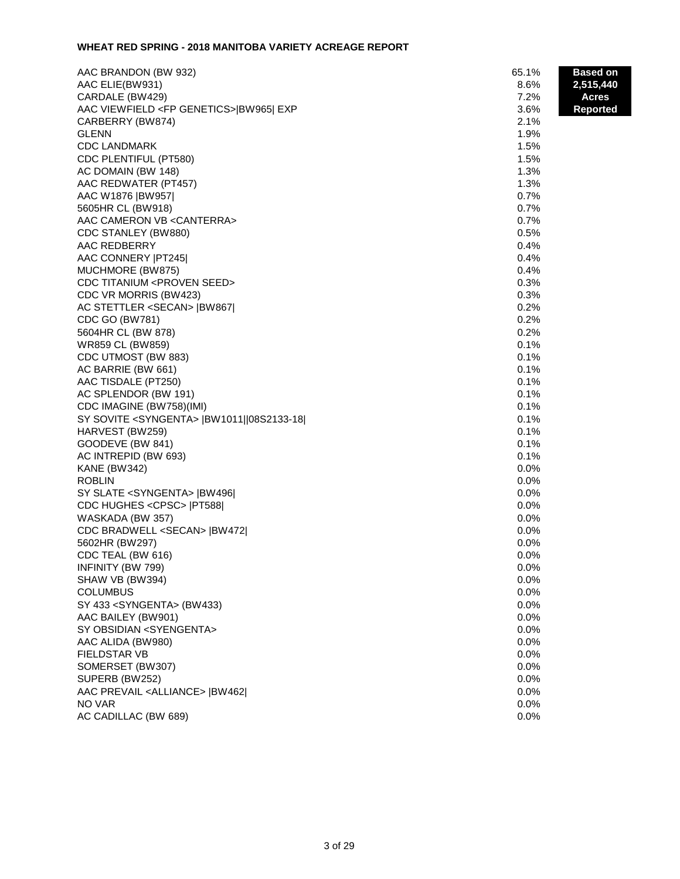#### WHEAT RED SPRING - 2018 MANITOBA VARIETY ACREAGE REPORT

**Based on 2,515,440 Acres Reported**

| Variety | % |
|---|---|
| AAC BRANDON (BW 932) | 65.1% |
| AAC ELIE(BW931) | 8.6% |
| CARDALE (BW429) | 7.2% |
| AAC VIEWFIELD <FP GENETICS>\|BW965\| EXP | 3.6% |
| CARBERRY (BW874) | 2.1% |
| GLENN | 1.9% |
| CDC LANDMARK | 1.5% |
| CDC PLENTIFUL (PT580) | 1.5% |
| AC DOMAIN (BW 148) | 1.3% |
| AAC REDWATER (PT457) | 1.3% |
| AAC W1876 \|BW957\| | 0.7% |
| 5605HR CL (BW918) | 0.7% |
| AAC CAMERON VB <CANTERRA> | 0.7% |
| CDC STANLEY (BW880) | 0.5% |
| AAC REDBERRY | 0.4% |
| AAC CONNERY \|PT245\| | 0.4% |
| MUCHMORE (BW875) | 0.4% |
| CDC TITANIUM <PROVEN SEED> | 0.3% |
| CDC VR MORRIS (BW423) | 0.3% |
| AC STETTLER <SECAN> \|BW867\| | 0.2% |
| CDC GO (BW781) | 0.2% |
| 5604HR CL (BW 878) | 0.2% |
| WR859 CL (BW859) | 0.1% |
| CDC UTMOST (BW 883) | 0.1% |
| AC BARRIE (BW 661) | 0.1% |
| AAC TISDALE (PT250) | 0.1% |
| AC SPLENDOR (BW 191) | 0.1% |
| CDC IMAGINE (BW758)(IMI) | 0.1% |
| SY SOVITE <SYNGENTA> \|BW1011\|\|08S2133-18\| | 0.1% |
| HARVEST (BW259) | 0.1% |
| GOODEVE (BW 841) | 0.1% |
| AC INTREPID (BW 693) | 0.1% |
| KANE (BW342) | 0.0% |
| ROBLIN | 0.0% |
| SY SLATE <SYNGENTA> \|BW496\| | 0.0% |
| CDC HUGHES <CPSC> \|PT588\| | 0.0% |
| WASKADA (BW 357) | 0.0% |
| CDC BRADWELL <SECAN> \|BW472\| | 0.0% |
| 5602HR (BW297) | 0.0% |
| CDC TEAL (BW 616) | 0.0% |
| INFINITY (BW 799) | 0.0% |
| SHAW VB (BW394) | 0.0% |
| COLUMBUS | 0.0% |
| SY 433 <SYNGENTA> (BW433) | 0.0% |
| AAC BAILEY (BW901) | 0.0% |
| SY OBSIDIAN <SYENGENTA> | 0.0% |
| AAC ALIDA (BW980) | 0.0% |
| FIELDSTAR VB | 0.0% |
| SOMERSET (BW307) | 0.0% |
| SUPERB (BW252) | 0.0% |
| AAC PREVAIL <ALLIANCE> \|BW462\| | 0.0% |
| NO VAR | 0.0% |
| AC CADILLAC (BW 689) | 0.0% |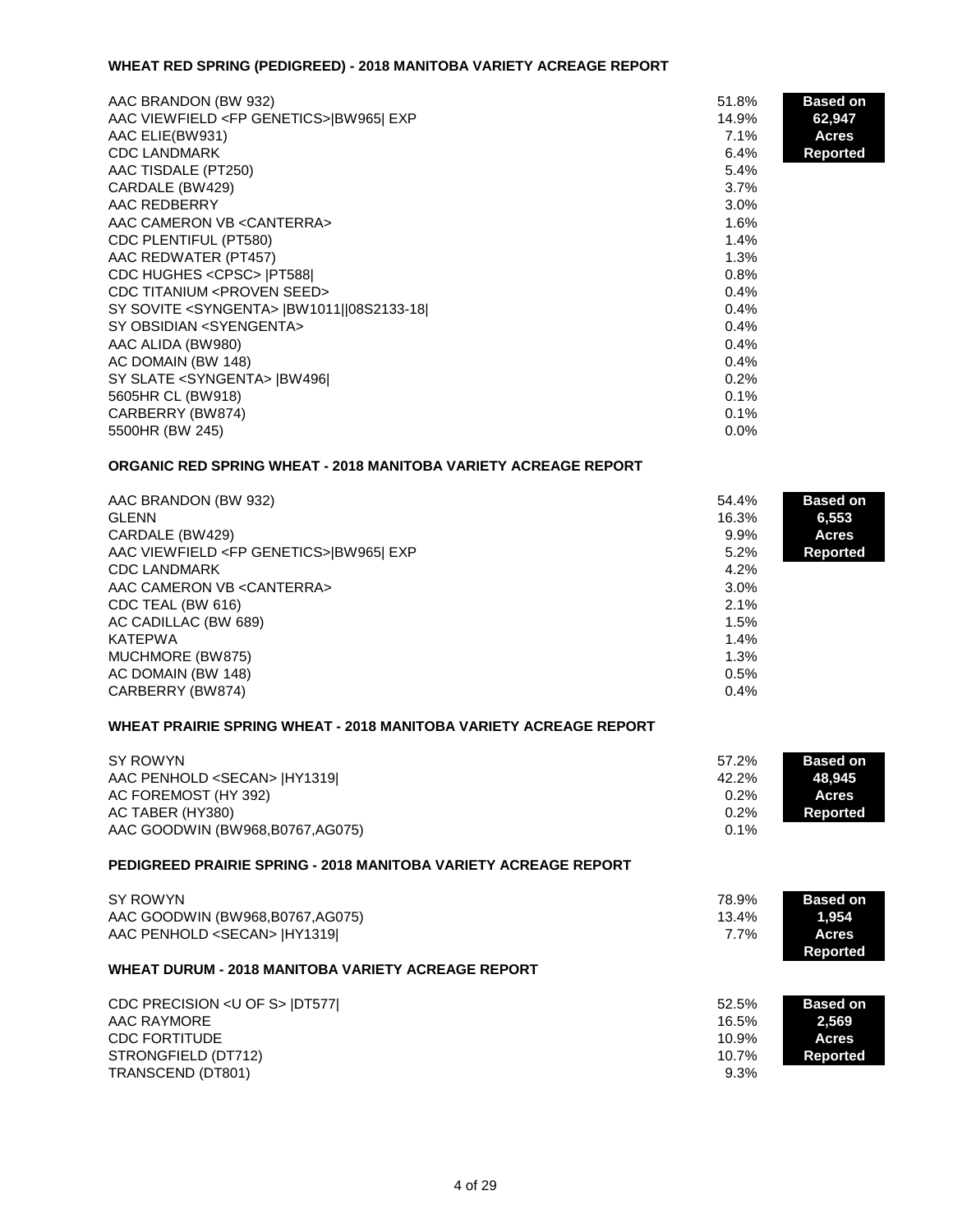## WHEAT RED SPRING (PEDIGREED) - 2018 MANITOBA VARIETY ACREAGE REPORT

**Based on 62,947 Acres Reported**

| Variety | % |
|---|---|
| AAC BRANDON (BW 932) | 51.8% |
| AAC VIEWFIELD <FP GENETICS>\|BW965\| EXP | 14.9% |
| AAC ELIE(BW931) | 7.1% |
| CDC LANDMARK | 6.4% |
| AAC TISDALE (PT250) | 5.4% |
| CARDALE (BW429) | 3.7% |
| AAC REDBERRY | 3.0% |
| AAC CAMERON VB <CANTERRA> | 1.6% |
| CDC PLENTIFUL (PT580) | 1.4% |
| AAC REDWATER (PT457) | 1.3% |
| CDC HUGHES <CPSC> \|PT588\| | 0.8% |
| CDC TITANIUM <PROVEN SEED> | 0.4% |
| SY SOVITE <SYNGENTA> \|BW1011\|\|08S2133-18\| | 0.4% |
| SY OBSIDIAN <SYENGENTA> | 0.4% |
| AAC ALIDA (BW980) | 0.4% |
| AC DOMAIN (BW 148) | 0.4% |
| SY SLATE <SYNGENTA> \|BW496\| | 0.2% |
| 5605HR CL (BW918) | 0.1% |
| CARBERRY (BW874) | 0.1% |
| 5500HR (BW 245) | 0.0% |

## ORGANIC RED SPRING WHEAT - 2018 MANITOBA VARIETY ACREAGE REPORT

**Based on 6,553 Acres Reported**

| Variety | % |
|---|---|
| AAC BRANDON (BW 932) | 54.4% |
| GLENN | 16.3% |
| CARDALE (BW429) | 9.9% |
| AAC VIEWFIELD <FP GENETICS>\|BW965\| EXP | 5.2% |
| CDC LANDMARK | 4.2% |
| AAC CAMERON VB <CANTERRA> | 3.0% |
| CDC TEAL (BW 616) | 2.1% |
| AC CADILLAC (BW 689) | 1.5% |
| KATEPWA | 1.4% |
| MUCHMORE (BW875) | 1.3% |
| AC DOMAIN (BW 148) | 0.5% |
| CARBERRY (BW874) | 0.4% |

## WHEAT PRAIRIE SPRING WHEAT - 2018 MANITOBA VARIETY ACREAGE REPORT

**Based on 48,945 Acres Reported**

| Variety | % |
|---|---|
| SY ROWYN | 57.2% |
| AAC PENHOLD <SECAN> \|HY1319\| | 42.2% |
| AC FOREMOST (HY 392) | 0.2% |
| AC TABER (HY380) | 0.2% |
| AAC GOODWIN (BW968,B0767,AG075) | 0.1% |

## PEDIGREED PRAIRIE SPRING - 2018 MANITOBA VARIETY ACREAGE REPORT

**Based on 1,954 Acres Reported**

| Variety | % |
|---|---|
| SY ROWYN | 78.9% |
| AAC GOODWIN (BW968,B0767,AG075) | 13.4% |
| AAC PENHOLD <SECAN> \|HY1319\| | 7.7% |

## WHEAT DURUM - 2018 MANITOBA VARIETY ACREAGE REPORT

**Based on 2,569 Acres Reported**

| Variety | % |
|---|---|
| CDC PRECISION <U OF S> \|DT577\| | 52.5% |
| AAC RAYMORE | 16.5% |
| CDC FORTITUDE | 10.9% |
| STRONGFIELD (DT712) | 10.7% |
| TRANSCEND (DT801) | 9.3% |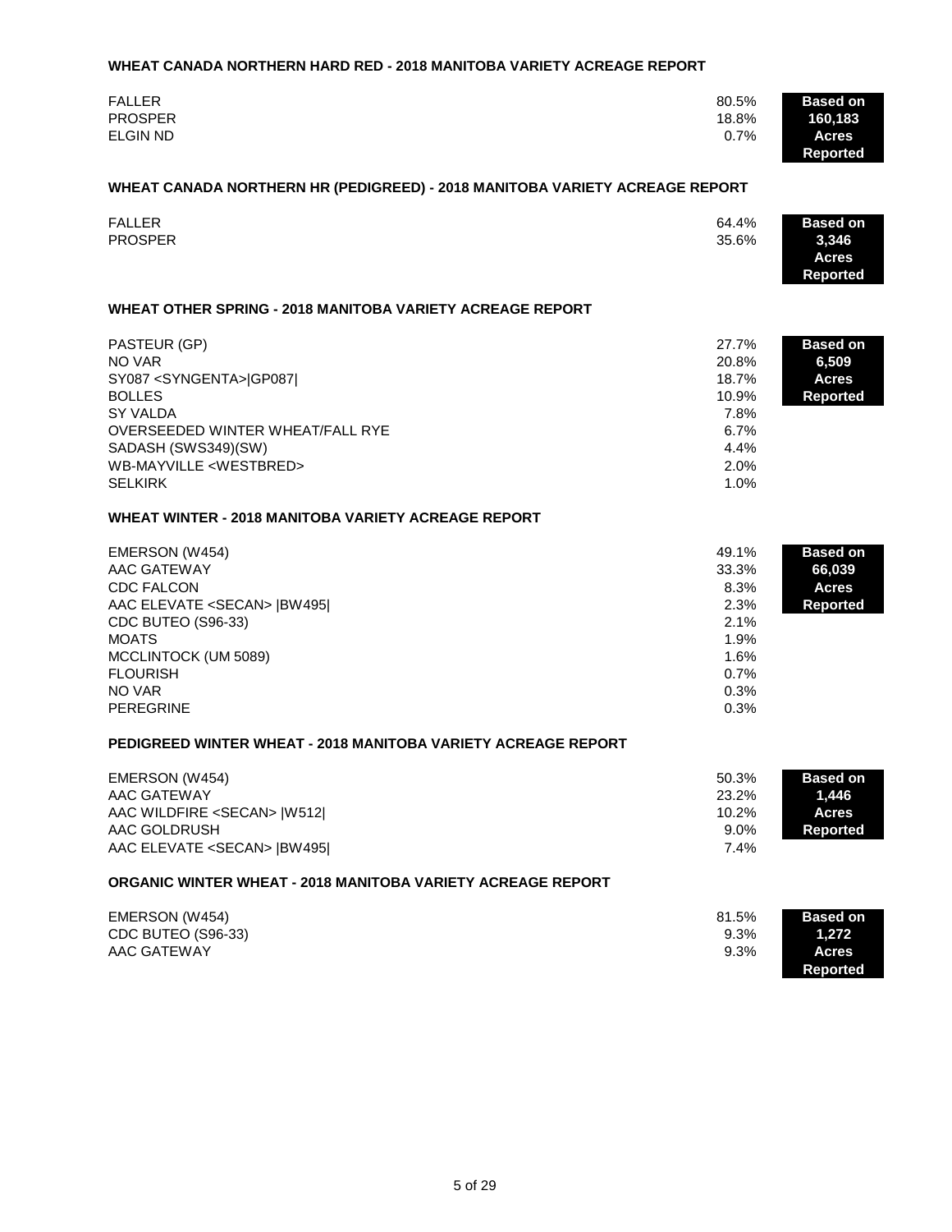### WHEAT CANADA NORTHERN HARD RED - 2018 MANITOBA VARIETY ACREAGE REPORT

| Variety | % |
|---|---|
| FALLER | 80.5% |
| PROSPER | 18.8% |
| ELGIN ND | 0.7% |

**Based on 160,183 Acres Reported**

### WHEAT CANADA NORTHERN HR (PEDIGREED) - 2018 MANITOBA VARIETY ACREAGE REPORT

| Variety | % |
|---|---|
| FALLER | 64.4% |
| PROSPER | 35.6% |

**Based on 3,346 Acres Reported**

### WHEAT OTHER SPRING - 2018 MANITOBA VARIETY ACREAGE REPORT

| Variety | % |
|---|---|
| PASTEUR (GP) | 27.7% |
| NO VAR | 20.8% |
| SY087 <SYNGENTA>\|GP087\| | 18.7% |
| BOLLES | 10.9% |
| SY VALDA | 7.8% |
| OVERSEEDED WINTER WHEAT/FALL RYE | 6.7% |
| SADASH (SWS349)(SW) | 4.4% |
| WB-MAYVILLE <WESTBRED> | 2.0% |
| SELKIRK | 1.0% |

**Based on 6,509 Acres Reported**

### WHEAT WINTER - 2018 MANITOBA VARIETY ACREAGE REPORT

| Variety | % |
|---|---|
| EMERSON (W454) | 49.1% |
| AAC GATEWAY | 33.3% |
| CDC FALCON | 8.3% |
| AAC ELEVATE <SECAN> \|BW495\| | 2.3% |
| CDC BUTEO (S96-33) | 2.1% |
| MOATS | 1.9% |
| MCCLINTOCK (UM 5089) | 1.6% |
| FLOURISH | 0.7% |
| NO VAR | 0.3% |
| PEREGRINE | 0.3% |

**Based on 66,039 Acres Reported**

### PEDIGREED WINTER WHEAT - 2018 MANITOBA VARIETY ACREAGE REPORT

| Variety | % |
|---|---|
| EMERSON (W454) | 50.3% |
| AAC GATEWAY | 23.2% |
| AAC WILDFIRE <SECAN> \|W512\| | 10.2% |
| AAC GOLDRUSH | 9.0% |
| AAC ELEVATE <SECAN> \|BW495\| | 7.4% |

**Based on 1,446 Acres Reported**

### ORGANIC WINTER WHEAT - 2018 MANITOBA VARIETY ACREAGE REPORT

| Variety | % |
|---|---|
| EMERSON (W454) | 81.5% |
| CDC BUTEO (S96-33) | 9.3% |
| AAC GATEWAY | 9.3% |

**Based on 1,272 Acres Reported**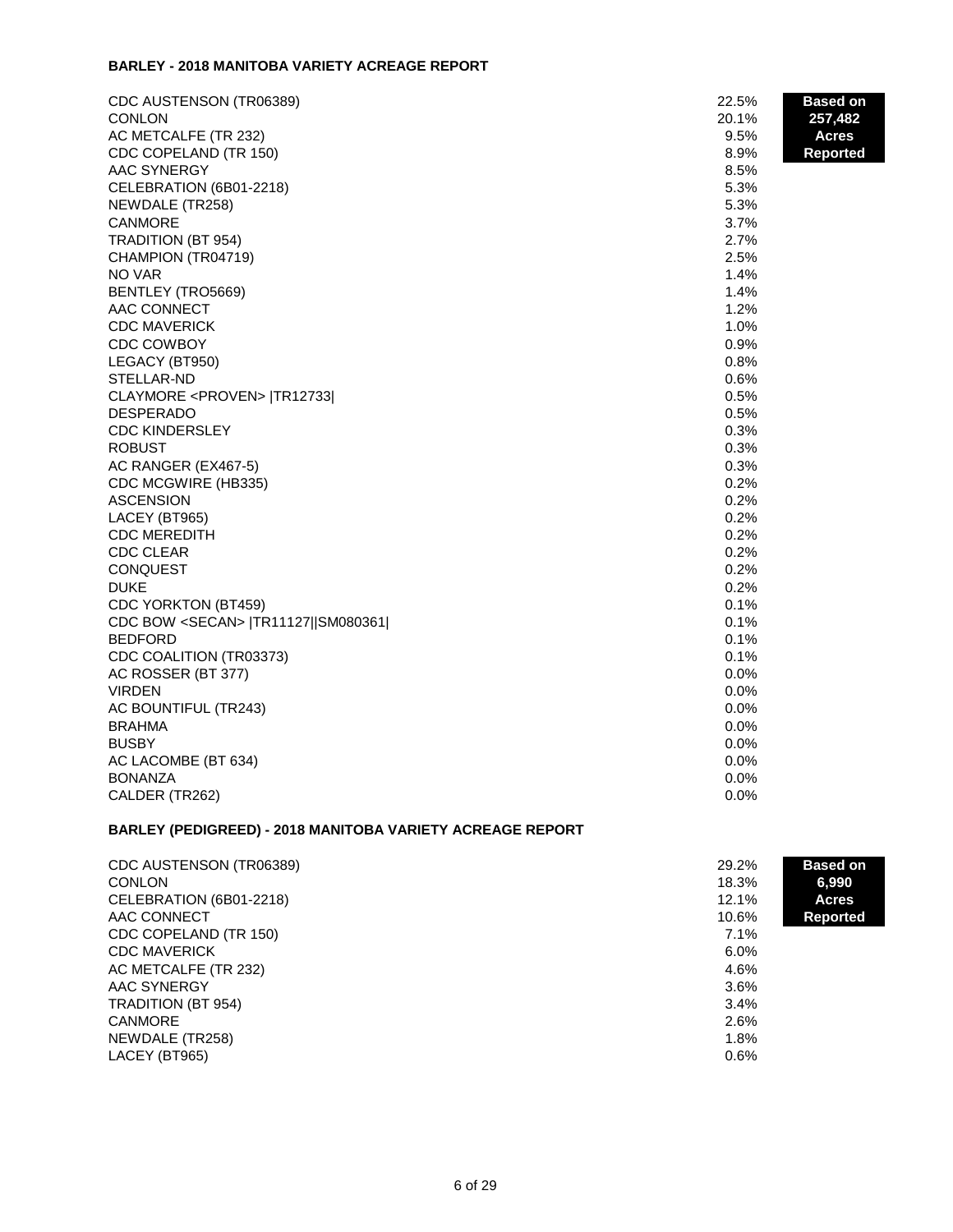**BARLEY - 2018 MANITOBA VARIETY ACREAGE REPORT**

**Based on 257,482 Acres Reported**

| Variety | % |
|---|---|
| CDC AUSTENSON (TR06389) | 22.5% |
| CONLON | 20.1% |
| AC METCALFE (TR 232) | 9.5% |
| CDC COPELAND (TR 150) | 8.9% |
| AAC SYNERGY | 8.5% |
| CELEBRATION (6B01-2218) | 5.3% |
| NEWDALE (TR258) | 5.3% |
| CANMORE | 3.7% |
| TRADITION (BT 954) | 2.7% |
| CHAMPION (TR04719) | 2.5% |
| NO VAR | 1.4% |
| BENTLEY (TRO5669) | 1.4% |
| AAC CONNECT | 1.2% |
| CDC MAVERICK | 1.0% |
| CDC COWBOY | 0.9% |
| LEGACY (BT950) | 0.8% |
| STELLAR-ND | 0.6% |
| CLAYMORE <PROVEN> \|TR12733\| | 0.5% |
| DESPERADO | 0.5% |
| CDC KINDERSLEY | 0.3% |
| ROBUST | 0.3% |
| AC RANGER (EX467-5) | 0.3% |
| CDC MCGWIRE (HB335) | 0.2% |
| ASCENSION | 0.2% |
| LACEY (BT965) | 0.2% |
| CDC MEREDITH | 0.2% |
| CDC CLEAR | 0.2% |
| CONQUEST | 0.2% |
| DUKE | 0.2% |
| CDC YORKTON (BT459) | 0.1% |
| CDC BOW <SECAN> \|TR11127\|\|SM080361\| | 0.1% |
| BEDFORD | 0.1% |
| CDC COALITION (TR03373) | 0.1% |
| AC ROSSER (BT 377) | 0.0% |
| VIRDEN | 0.0% |
| AC BOUNTIFUL (TR243) | 0.0% |
| BRAHMA | 0.0% |
| BUSBY | 0.0% |
| AC LACOMBE (BT 634) | 0.0% |
| BONANZA | 0.0% |
| CALDER (TR262) | 0.0% |

**BARLEY (PEDIGREED) - 2018 MANITOBA VARIETY ACREAGE REPORT**

**Based on 6,990 Acres Reported**

| Variety | % |
|---|---|
| CDC AUSTENSON (TR06389) | 29.2% |
| CONLON | 18.3% |
| CELEBRATION (6B01-2218) | 12.1% |
| AAC CONNECT | 10.6% |
| CDC COPELAND (TR 150) | 7.1% |
| CDC MAVERICK | 6.0% |
| AC METCALFE (TR 232) | 4.6% |
| AAC SYNERGY | 3.6% |
| TRADITION (BT 954) | 3.4% |
| CANMORE | 2.6% |
| NEWDALE (TR258) | 1.8% |
| LACEY (BT965) | 0.6% |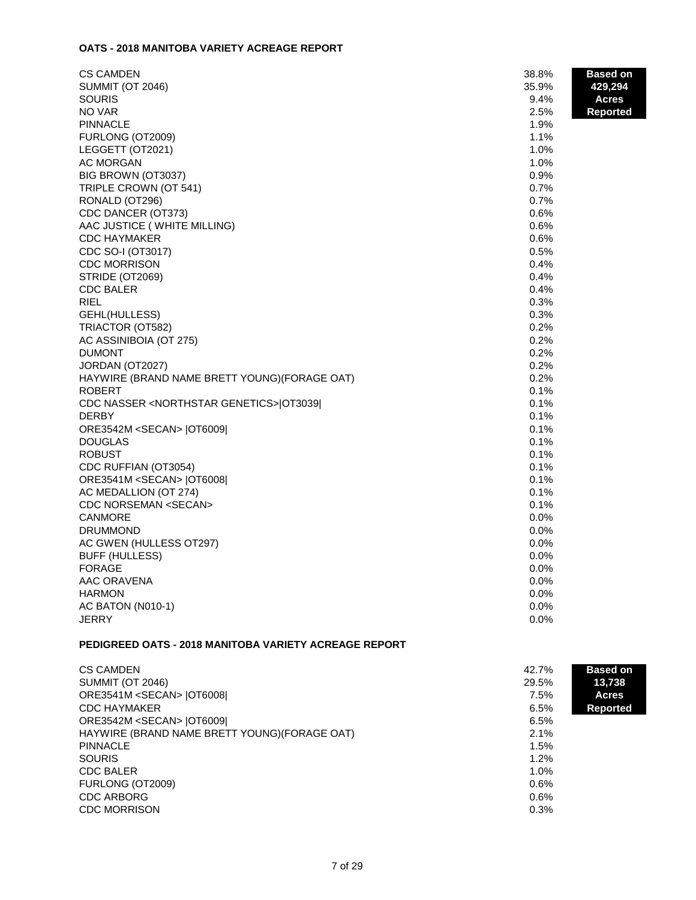## OATS - 2018 MANITOBA VARIETY ACREAGE REPORT

**Based on 429,294 Acres Reported**

| Variety | % |
|---|---|
| CS CAMDEN | 38.8% |
| SUMMIT (OT 2046) | 35.9% |
| SOURIS | 9.4% |
| NO VAR | 2.5% |
| PINNACLE | 1.9% |
| FURLONG (OT2009) | 1.1% |
| LEGGETT (OT2021) | 1.0% |
| AC MORGAN | 1.0% |
| BIG BROWN (OT3037) | 0.9% |
| TRIPLE CROWN (OT 541) | 0.7% |
| RONALD (OT296) | 0.7% |
| CDC DANCER (OT373) | 0.6% |
| AAC JUSTICE ( WHITE MILLING) | 0.6% |
| CDC HAYMAKER | 0.6% |
| CDC SO-I (OT3017) | 0.5% |
| CDC MORRISON | 0.4% |
| STRIDE (OT2069) | 0.4% |
| CDC BALER | 0.4% |
| RIEL | 0.3% |
| GEHL(HULLESS) | 0.3% |
| TRIACTOR (OT582) | 0.2% |
| AC ASSINIBOIA (OT 275) | 0.2% |
| DUMONT | 0.2% |
| JORDAN (OT2027) | 0.2% |
| HAYWIRE (BRAND NAME BRETT YOUNG)(FORAGE OAT) | 0.2% |
| ROBERT | 0.1% |
| CDC NASSER <NORTHSTAR GENETICS>\|OT3039\| | 0.1% |
| DERBY | 0.1% |
| ORE3542M <SECAN> \|OT6009\| | 0.1% |
| DOUGLAS | 0.1% |
| ROBUST | 0.1% |
| CDC RUFFIAN (OT3054) | 0.1% |
| ORE3541M <SECAN> \|OT6008\| | 0.1% |
| AC MEDALLION (OT 274) | 0.1% |
| CDC NORSEMAN <SECAN> | 0.1% |
| CANMORE | 0.0% |
| DRUMMOND | 0.0% |
| AC GWEN (HULLESS OT297) | 0.0% |
| BUFF (HULLESS) | 0.0% |
| FORAGE | 0.0% |
| AAC ORAVENA | 0.0% |
| HARMON | 0.0% |
| AC BATON (N010-1) | 0.0% |
| JERRY | 0.0% |

## PEDIGREED OATS - 2018 MANITOBA VARIETY ACREAGE REPORT

**Based on 13,738 Acres Reported**

| Variety | % |
|---|---|
| CS CAMDEN | 42.7% |
| SUMMIT (OT 2046) | 29.5% |
| ORE3541M <SECAN> \|OT6008\| | 7.5% |
| CDC HAYMAKER | 6.5% |
| ORE3542M <SECAN> \|OT6009\| | 6.5% |
| HAYWIRE (BRAND NAME BRETT YOUNG)(FORAGE OAT) | 2.1% |
| PINNACLE | 1.5% |
| SOURIS | 1.2% |
| CDC BALER | 1.0% |
| FURLONG (OT2009) | 0.6% |
| CDC ARBORG | 0.6% |
| CDC MORRISON | 0.3% |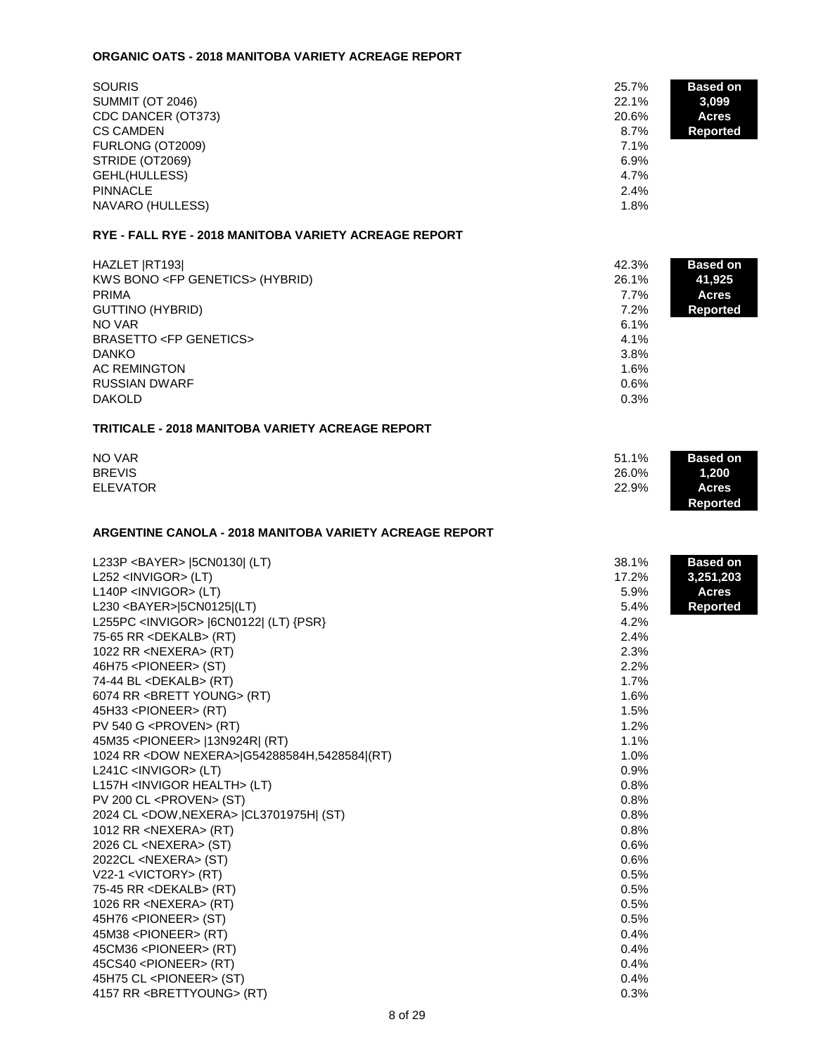### ORGANIC OATS - 2018 MANITOBA VARIETY ACREAGE REPORT

**Based on 3,099 Acres Reported**

| Variety | % |
|---|---|
| SOURIS | 25.7% |
| SUMMIT (OT 2046) | 22.1% |
| CDC DANCER (OT373) | 20.6% |
| CS CAMDEN | 8.7% |
| FURLONG (OT2009) | 7.1% |
| STRIDE (OT2069) | 6.9% |
| GEHL(HULLESS) | 4.7% |
| PINNACLE | 2.4% |
| NAVARO (HULLESS) | 1.8% |

### RYE - FALL RYE - 2018 MANITOBA VARIETY ACREAGE REPORT

**Based on 41,925 Acres Reported**

| Variety | % |
|---|---|
| HAZLET \|RT193\| | 42.3% |
| KWS BONO <FP GENETICS> (HYBRID) | 26.1% |
| PRIMA | 7.7% |
| GUTTINO (HYBRID) | 7.2% |
| NO VAR | 6.1% |
| BRASETTO <FP GENETICS> | 4.1% |
| DANKO | 3.8% |
| AC REMINGTON | 1.6% |
| RUSSIAN DWARF | 0.6% |
| DAKOLD | 0.3% |

### TRITICALE - 2018 MANITOBA VARIETY ACREAGE REPORT

**Based on 1,200 Acres Reported**

| Variety | % |
|---|---|
| NO VAR | 51.1% |
| BREVIS | 26.0% |
| ELEVATOR | 22.9% |

### ARGENTINE CANOLA - 2018 MANITOBA VARIETY ACREAGE REPORT

**Based on 3,251,203 Acres Reported**

| Variety | % |
|---|---|
| L233P <BAYER> \|5CN0130\| (LT) | 38.1% |
| L252 <INVIGOR> (LT) | 17.2% |
| L140P <INVIGOR> (LT) | 5.9% |
| L230 <BAYER>\|5CN0125\|(LT) | 5.4% |
| L255PC <INVIGOR> \|6CN0122\| (LT) {PSR} | 4.2% |
| 75-65 RR <DEKALB> (RT) | 2.4% |
| 1022 RR <NEXERA> (RT) | 2.3% |
| 46H75 <PIONEER> (ST) | 2.2% |
| 74-44 BL <DEKALB> (RT) | 1.7% |
| 6074 RR <BRETT YOUNG> (RT) | 1.6% |
| 45H33 <PIONEER> (RT) | 1.5% |
| PV 540 G <PROVEN> (RT) | 1.2% |
| 45M35 <PIONEER> \|13N924R\| (RT) | 1.1% |
| 1024 RR <DOW NEXERA>\|G54288584H,5428584\|(RT) | 1.0% |
| L241C <INVIGOR> (LT) | 0.9% |
| L157H <INVIGOR HEALTH> (LT) | 0.8% |
| PV 200 CL <PROVEN> (ST) | 0.8% |
| 2024 CL <DOW,NEXERA> \|CL3701975H\| (ST) | 0.8% |
| 1012 RR <NEXERA> (RT) | 0.8% |
| 2026 CL <NEXERA> (ST) | 0.6% |
| 2022CL <NEXERA> (ST) | 0.6% |
| V22-1 <VICTORY> (RT) | 0.5% |
| 75-45 RR <DEKALB> (RT) | 0.5% |
| 1026 RR <NEXERA> (RT) | 0.5% |
| 45H76 <PIONEER> (ST) | 0.5% |
| 45M38 <PIONEER> (RT) | 0.4% |
| 45CM36 <PIONEER> (RT) | 0.4% |
| 45CS40 <PIONEER> (RT) | 0.4% |
| 45H75 CL <PIONEER> (ST) | 0.4% |
| 4157 RR <BRETTYOUNG> (RT) | 0.3% |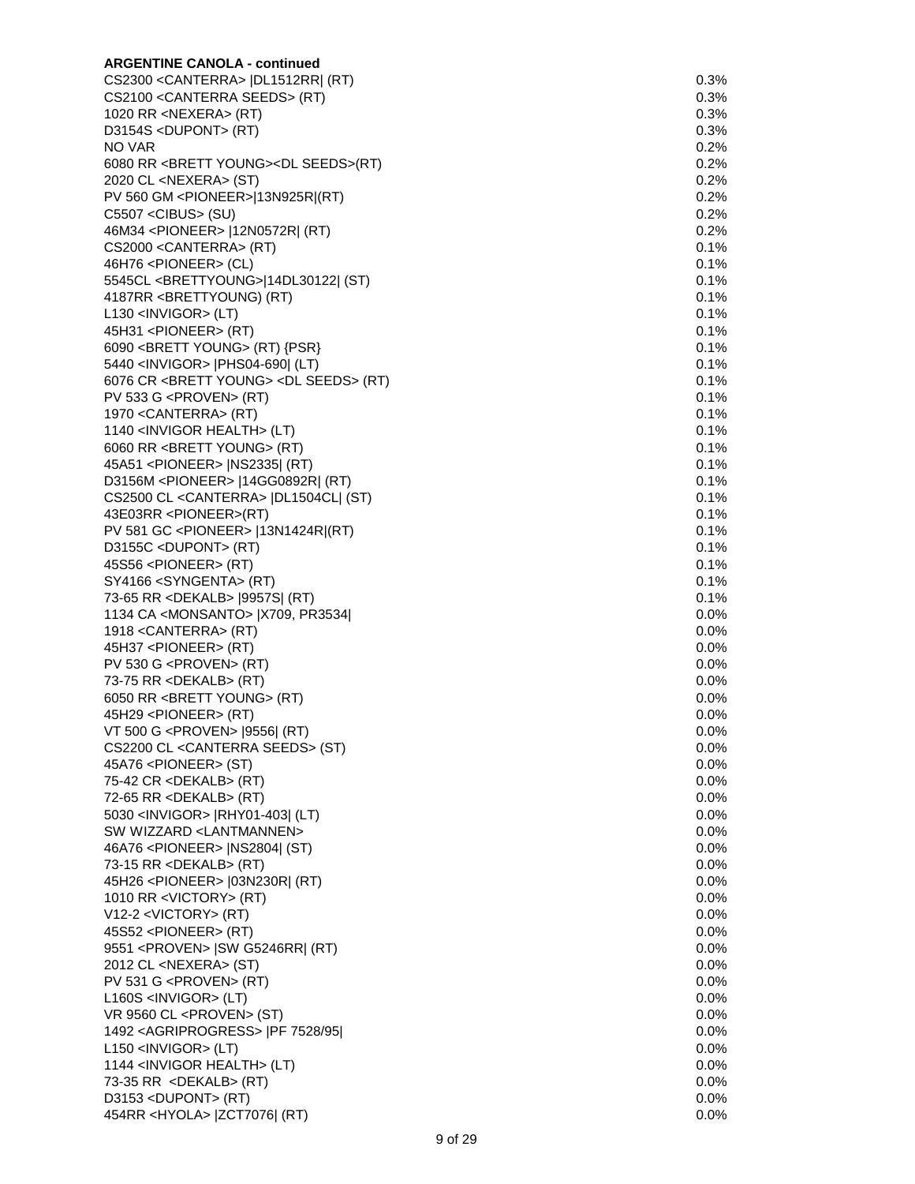**ARGENTINE CANOLA - continued**

| Variety | Percent |
|---|---|
| CS2300 <CANTERRA> \|DL1512RR\| (RT) | 0.3% |
| CS2100 <CANTERRA SEEDS> (RT) | 0.3% |
| 1020 RR <NEXERA> (RT) | 0.3% |
| D3154S <DUPONT> (RT) | 0.3% |
| NO VAR | 0.2% |
| 6080 RR <BRETT YOUNG><DL SEEDS>(RT) | 0.2% |
| 2020 CL <NEXERA> (ST) | 0.2% |
| PV 560 GM <PIONEER>\|13N925R\|(RT) | 0.2% |
| C5507 <CIBUS> (SU) | 0.2% |
| 46M34 <PIONEER> \|12N0572R\| (RT) | 0.2% |
| CS2000 <CANTERRA> (RT) | 0.1% |
| 46H76 <PIONEER> (CL) | 0.1% |
| 5545CL <BRETTYOUNG>\|14DL30122\| (ST) | 0.1% |
| 4187RR <BRETTYOUNG) (RT) | 0.1% |
| L130 <INVIGOR> (LT) | 0.1% |
| 45H31 <PIONEER> (RT) | 0.1% |
| 6090 <BRETT YOUNG> (RT) {PSR} | 0.1% |
| 5440 <INVIGOR> \|PHS04-690\| (LT) | 0.1% |
| 6076 CR <BRETT YOUNG> <DL SEEDS> (RT) | 0.1% |
| PV 533 G <PROVEN> (RT) | 0.1% |
| 1970 <CANTERRA> (RT) | 0.1% |
| 1140 <INVIGOR HEALTH> (LT) | 0.1% |
| 6060 RR <BRETT YOUNG> (RT) | 0.1% |
| 45A51 <PIONEER> \|NS2335\| (RT) | 0.1% |
| D3156M <PIONEER> \|14GG0892R\| (RT) | 0.1% |
| CS2500 CL <CANTERRA> \|DL1504CL\| (ST) | 0.1% |
| 43E03RR <PIONEER>(RT) | 0.1% |
| PV 581 GC <PIONEER> \|13N1424R\|(RT) | 0.1% |
| D3155C <DUPONT> (RT) | 0.1% |
| 45S56 <PIONEER> (RT) | 0.1% |
| SY4166 <SYNGENTA> (RT) | 0.1% |
| 73-65 RR <DEKALB> \|9957S\| (RT) | 0.1% |
| 1134 CA <MONSANTO> \|X709, PR3534\| | 0.0% |
| 1918 <CANTERRA> (RT) | 0.0% |
| 45H37 <PIONEER> (RT) | 0.0% |
| PV 530 G <PROVEN> (RT) | 0.0% |
| 73-75 RR <DEKALB> (RT) | 0.0% |
| 6050 RR <BRETT YOUNG> (RT) | 0.0% |
| 45H29 <PIONEER> (RT) | 0.0% |
| VT 500 G <PROVEN> \|9556\| (RT) | 0.0% |
| CS2200 CL <CANTERRA SEEDS> (ST) | 0.0% |
| 45A76 <PIONEER> (ST) | 0.0% |
| 75-42 CR <DEKALB> (RT) | 0.0% |
| 72-65 RR <DEKALB> (RT) | 0.0% |
| 5030 <INVIGOR> \|RHY01-403\| (LT) | 0.0% |
| SW WIZZARD <LANTMANNEN> | 0.0% |
| 46A76 <PIONEER> \|NS2804\| (ST) | 0.0% |
| 73-15 RR <DEKALB> (RT) | 0.0% |
| 45H26 <PIONEER> \|03N230R\| (RT) | 0.0% |
| 1010 RR <VICTORY> (RT) | 0.0% |
| V12-2 <VICTORY> (RT) | 0.0% |
| 45S52 <PIONEER> (RT) | 0.0% |
| 9551 <PROVEN> \|SW G5246RR\| (RT) | 0.0% |
| 2012 CL <NEXERA> (ST) | 0.0% |
| PV 531 G <PROVEN> (RT) | 0.0% |
| L160S <INVIGOR> (LT) | 0.0% |
| VR 9560 CL <PROVEN> (ST) | 0.0% |
| 1492 <AGRIPROGRESS> \|PF 7528/95\| | 0.0% |
| L150 <INVIGOR> (LT) | 0.0% |
| 1144 <INVIGOR HEALTH> (LT) | 0.0% |
| 73-35 RR <DEKALB> (RT) | 0.0% |
| D3153 <DUPONT> (RT) | 0.0% |
| 454RR <HYOLA> \|ZCT7076\| (RT) | 0.0% |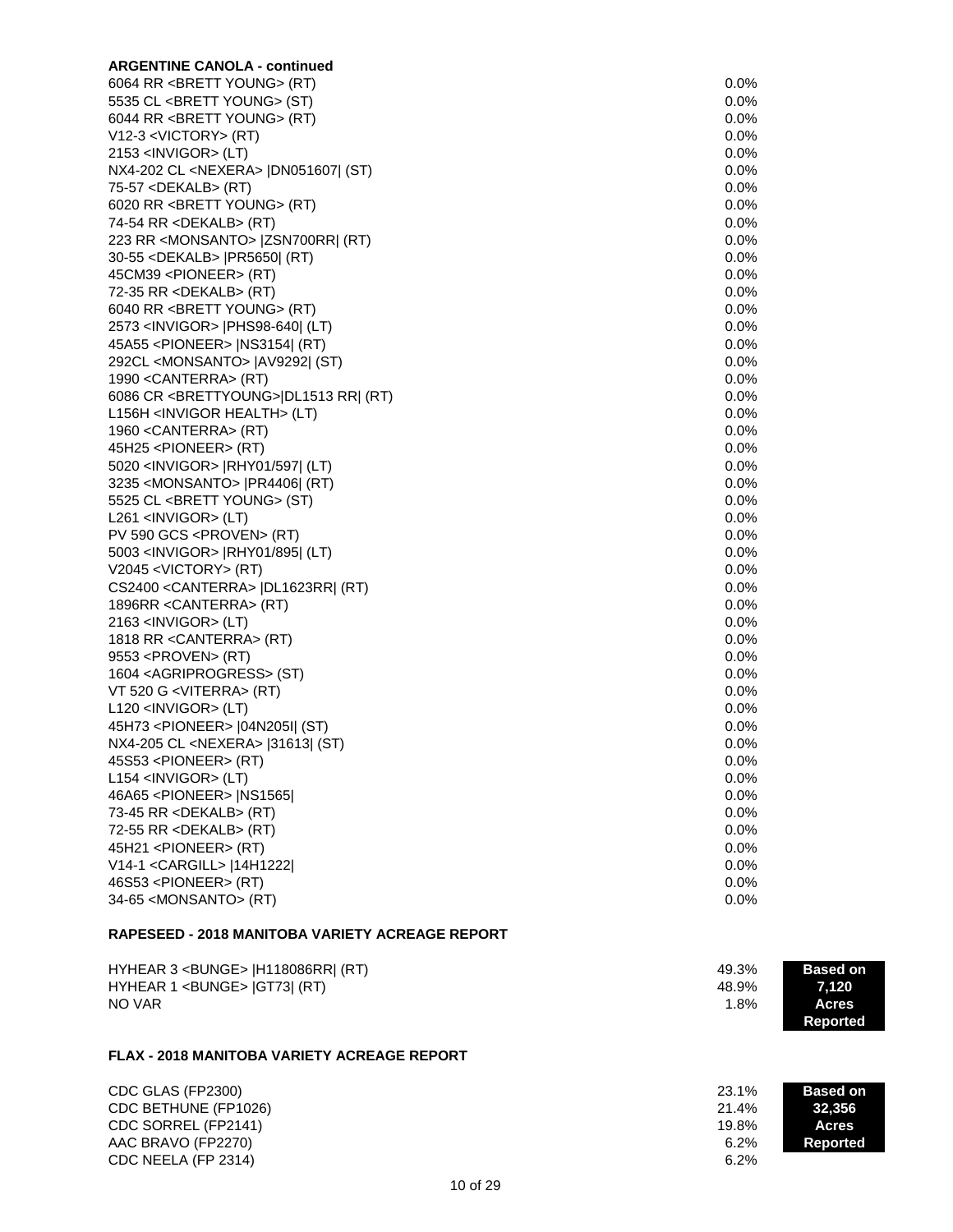**ARGENTINE CANOLA - continued**

| Variety | % |
|---|---|
| 6064 RR <BRETT YOUNG> (RT) | 0.0% |
| 5535 CL <BRETT YOUNG> (ST) | 0.0% |
| 6044 RR <BRETT YOUNG> (RT) | 0.0% |
| V12-3 <VICTORY> (RT) | 0.0% |
| 2153 <INVIGOR> (LT) | 0.0% |
| NX4-202 CL <NEXERA> \|DN051607\| (ST) | 0.0% |
| 75-57 <DEKALB> (RT) | 0.0% |
| 6020 RR <BRETT YOUNG> (RT) | 0.0% |
| 74-54 RR <DEKALB> (RT) | 0.0% |
| 223 RR <MONSANTO> \|ZSN700RR\| (RT) | 0.0% |
| 30-55 <DEKALB> \|PR5650\| (RT) | 0.0% |
| 45CM39 <PIONEER> (RT) | 0.0% |
| 72-35 RR <DEKALB> (RT) | 0.0% |
| 6040 RR <BRETT YOUNG> (RT) | 0.0% |
| 2573 <INVIGOR> \|PHS98-640\| (LT) | 0.0% |
| 45A55 <PIONEER> \|NS3154\| (RT) | 0.0% |
| 292CL <MONSANTO> \|AV9292\| (ST) | 0.0% |
| 1990 <CANTERRA> (RT) | 0.0% |
| 6086 CR <BRETTYOUNG>\|DL1513 RR\| (RT) | 0.0% |
| L156H <INVIGOR HEALTH> (LT) | 0.0% |
| 1960 <CANTERRA> (RT) | 0.0% |
| 45H25 <PIONEER> (RT) | 0.0% |
| 5020 <INVIGOR> \|RHY01/597\| (LT) | 0.0% |
| 3235 <MONSANTO> \|PR4406\| (RT) | 0.0% |
| 5525 CL <BRETT YOUNG> (ST) | 0.0% |
| L261 <INVIGOR> (LT) | 0.0% |
| PV 590 GCS <PROVEN> (RT) | 0.0% |
| 5003 <INVIGOR> \|RHY01/895\| (LT) | 0.0% |
| V2045 <VICTORY> (RT) | 0.0% |
| CS2400 <CANTERRA> \|DL1623RR\| (RT) | 0.0% |
| 1896RR <CANTERRA> (RT) | 0.0% |
| 2163 <INVIGOR> (LT) | 0.0% |
| 1818 RR <CANTERRA> (RT) | 0.0% |
| 9553 <PROVEN> (RT) | 0.0% |
| 1604 <AGRIPROGRESS> (ST) | 0.0% |
| VT 520 G <VITERRA> (RT) | 0.0% |
| L120 <INVIGOR> (LT) | 0.0% |
| 45H73 <PIONEER> \|04N205I\| (ST) | 0.0% |
| NX4-205 CL <NEXERA> \|31613\| (ST) | 0.0% |
| 45S53 <PIONEER> (RT) | 0.0% |
| L154 <INVIGOR> (LT) | 0.0% |
| 46A65 <PIONEER> \|NS1565\| | 0.0% |
| 73-45 RR <DEKALB> (RT) | 0.0% |
| 72-55 RR <DEKALB> (RT) | 0.0% |
| 45H21 <PIONEER> (RT) | 0.0% |
| V14-1 <CARGILL> \|14H1222\| | 0.0% |
| 46S53 <PIONEER> (RT) | 0.0% |
| 34-65 <MONSANTO> (RT) | 0.0% |

**RAPESEED - 2018 MANITOBA VARIETY ACREAGE REPORT**

**Based on 7,120 Acres Reported**

| Variety | % |
|---|---|
| HYHEAR 3 <BUNGE> \|H118086RR\| (RT) | 49.3% |
| HYHEAR 1 <BUNGE> \|GT73\| (RT) | 48.9% |
| NO VAR | 1.8% |

**FLAX - 2018 MANITOBA VARIETY ACREAGE REPORT**

**Based on 32,356 Acres Reported**

| Variety | % |
|---|---|
| CDC GLAS (FP2300) | 23.1% |
| CDC BETHUNE (FP1026) | 21.4% |
| CDC SORREL (FP2141) | 19.8% |
| AAC BRAVO (FP2270) | 6.2% |
| CDC NEELA (FP 2314) | 6.2% |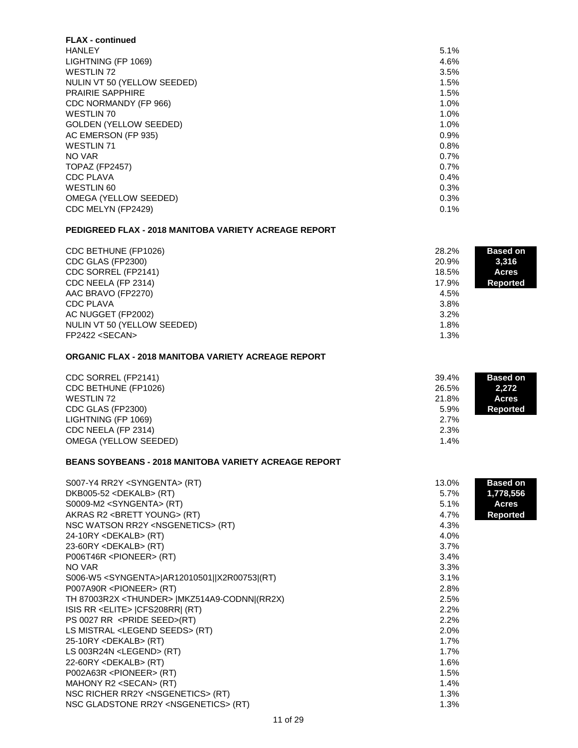**FLAX - continued**

| Variety | % |
|---|---|
| HANLEY | 5.1% |
| LIGHTNING (FP 1069) | 4.6% |
| WESTLIN 72 | 3.5% |
| NULIN VT 50 (YELLOW SEEDED) | 1.5% |
| PRAIRIE SAPPHIRE | 1.5% |
| CDC NORMANDY (FP 966) | 1.0% |
| WESTLIN 70 | 1.0% |
| GOLDEN (YELLOW SEEDED) | 1.0% |
| AC EMERSON (FP 935) | 0.9% |
| WESTLIN 71 | 0.8% |
| NO VAR | 0.7% |
| TOPAZ (FP2457) | 0.7% |
| CDC PLAVA | 0.4% |
| WESTLIN 60 | 0.3% |
| OMEGA (YELLOW SEEDED) | 0.3% |
| CDC MELYN (FP2429) | 0.1% |

**PEDIGREED FLAX - 2018 MANITOBA VARIETY ACREAGE REPORT**

**Based on 3,316 Acres Reported**

| Variety | % |
|---|---|
| CDC BETHUNE (FP1026) | 28.2% |
| CDC GLAS (FP2300) | 20.9% |
| CDC SORREL (FP2141) | 18.5% |
| CDC NEELA (FP 2314) | 17.9% |
| AAC BRAVO (FP2270) | 4.5% |
| CDC PLAVA | 3.8% |
| AC NUGGET (FP2002) | 3.2% |
| NULIN VT 50 (YELLOW SEEDED) | 1.8% |
| FP2422 <SECAN> | 1.3% |

**ORGANIC FLAX - 2018 MANITOBA VARIETY ACREAGE REPORT**

**Based on 2,272 Acres Reported**

| Variety | % |
|---|---|
| CDC SORREL (FP2141) | 39.4% |
| CDC BETHUNE (FP1026) | 26.5% |
| WESTLIN 72 | 21.8% |
| CDC GLAS (FP2300) | 5.9% |
| LIGHTNING (FP 1069) | 2.7% |
| CDC NEELA (FP 2314) | 2.3% |
| OMEGA (YELLOW SEEDED) | 1.4% |

**BEANS SOYBEANS - 2018 MANITOBA VARIETY ACREAGE REPORT**

**Based on 1,778,556 Acres Reported**

| Variety | % |
|---|---|
| S007-Y4 RR2Y <SYNGENTA> (RT) | 13.0% |
| DKB005-52 <DEKALB> (RT) | 5.7% |
| S0009-M2 <SYNGENTA> (RT) | 5.1% |
| AKRAS R2 <BRETT YOUNG> (RT) | 4.7% |
| NSC WATSON RR2Y <NSGENETICS> (RT) | 4.3% |
| 24-10RY <DEKALB> (RT) | 4.0% |
| 23-60RY <DEKALB> (RT) | 3.7% |
| P006T46R <PIONEER> (RT) | 3.4% |
| NO VAR | 3.3% |
| S006-W5 <SYNGENTA>\|AR12010501\|\|X2R00753\|(RT) | 3.1% |
| P007A90R <PIONEER> (RT) | 2.8% |
| TH 87003R2X <THUNDER> \|MKZ514A9-CODNN\|(RR2X) | 2.5% |
| ISIS RR <ELITE> \|CFS208RR\| (RT) | 2.2% |
| PS 0027 RR <PRIDE SEED>(RT) | 2.2% |
| LS MISTRAL <LEGEND SEEDS> (RT) | 2.0% |
| 25-10RY <DEKALB> (RT) | 1.7% |
| LS 003R24N <LEGEND> (RT) | 1.7% |
| 22-60RY <DEKALB> (RT) | 1.6% |
| P002A63R <PIONEER> (RT) | 1.5% |
| MAHONY R2 <SECAN> (RT) | 1.4% |
| NSC RICHER RR2Y <NSGENETICS> (RT) | 1.3% |
| NSC GLADSTONE RR2Y <NSGENETICS> (RT) | 1.3% |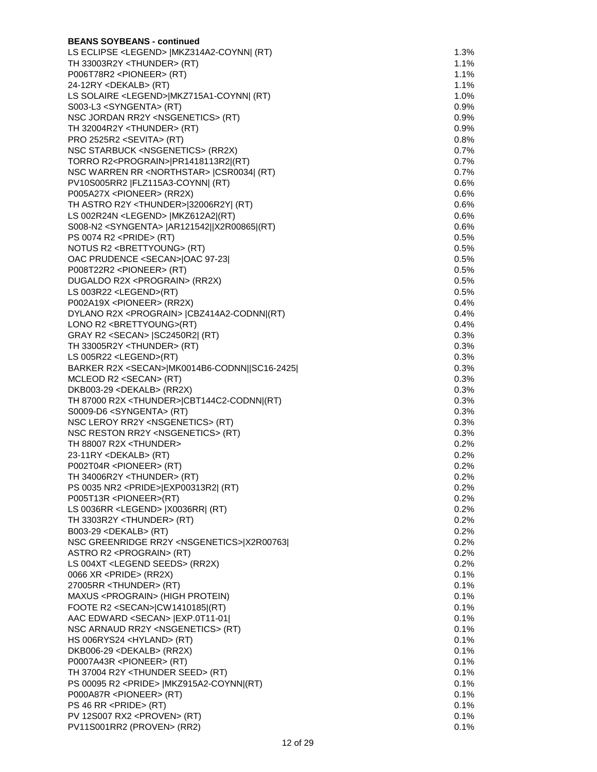**BEANS SOYBEANS - continued**

| Variety | % |
|---|---|
| LS ECLIPSE <LEGEND> \|MKZ314A2-COYNN\| (RT) | 1.3% |
| TH 33003R2Y <THUNDER> (RT) | 1.1% |
| P006T78R2 <PIONEER> (RT) | 1.1% |
| 24-12RY <DEKALB> (RT) | 1.1% |
| LS SOLAIRE <LEGEND>\|MKZ715A1-COYNN\| (RT) | 1.0% |
| S003-L3 <SYNGENTA> (RT) | 0.9% |
| NSC JORDAN RR2Y <NSGENETICS> (RT) | 0.9% |
| TH 32004R2Y <THUNDER> (RT) | 0.9% |
| PRO 2525R2 <SEVITA> (RT) | 0.8% |
| NSC STARBUCK <NSGENETICS> (RR2X) | 0.7% |
| TORRO R2<PROGRAIN>\|PR1418113R2\|(RT) | 0.7% |
| NSC WARREN RR <NORTHSTAR> \|CSR0034\| (RT) | 0.7% |
| PV10S005RR2 \|FLZ115A3-COYNN\| (RT) | 0.6% |
| P005A27X <PIONEER> (RR2X) | 0.6% |
| TH ASTRO R2Y <THUNDER>\|32006R2Y\| (RT) | 0.6% |
| LS 002R24N <LEGEND> \|MKZ612A2\|(RT) | 0.6% |
| S008-N2 <SYNGENTA> \|AR121542\|\|X2R00865\|(RT) | 0.6% |
| PS 0074 R2 <PRIDE> (RT) | 0.5% |
| NOTUS R2 <BRETTYOUNG> (RT) | 0.5% |
| OAC PRUDENCE <SECAN>\|OAC 97-23\| | 0.5% |
| P008T22R2 <PIONEER> (RT) | 0.5% |
| DUGALDO R2X <PROGRAIN> (RR2X) | 0.5% |
| LS 003R22 <LEGEND>(RT) | 0.5% |
| P002A19X <PIONEER> (RR2X) | 0.4% |
| DYLANO R2X <PROGRAIN> \|CBZ414A2-CODNN\|(RT) | 0.4% |
| LONO R2 <BRETTYOUNG>(RT) | 0.4% |
| GRAY R2 <SECAN> \|SC2450R2\| (RT) | 0.3% |
| TH 33005R2Y <THUNDER> (RT) | 0.3% |
| LS 005R22 <LEGEND>(RT) | 0.3% |
| BARKER R2X <SECAN>\|MK0014B6-CODNN\|\|SC16-2425\| | 0.3% |
| MCLEOD R2 <SECAN> (RT) | 0.3% |
| DKB003-29 <DEKALB> (RR2X) | 0.3% |
| TH 87000 R2X <THUNDER>\|CBT144C2-CODNN\|(RT) | 0.3% |
| S0009-D6 <SYNGENTA> (RT) | 0.3% |
| NSC LEROY RR2Y <NSGENETICS> (RT) | 0.3% |
| NSC RESTON RR2Y <NSGENETICS> (RT) | 0.3% |
| TH 88007 R2X <THUNDER> | 0.2% |
| 23-11RY <DEKALB> (RT) | 0.2% |
| P002T04R <PIONEER> (RT) | 0.2% |
| TH 34006R2Y <THUNDER> (RT) | 0.2% |
| PS 0035 NR2 <PRIDE>\|EXP00313R2\| (RT) | 0.2% |
| P005T13R <PIONEER>(RT) | 0.2% |
| LS 0036RR <LEGEND> \|X0036RR\| (RT) | 0.2% |
| TH 3303R2Y <THUNDER> (RT) | 0.2% |
| B003-29 <DEKALB> (RT) | 0.2% |
| NSC GREENRIDGE RR2Y <NSGENETICS>\|X2R00763\| | 0.2% |
| ASTRO R2 <PROGRAIN> (RT) | 0.2% |
| LS 004XT <LEGEND SEEDS> (RR2X) | 0.2% |
| 0066 XR <PRIDE> (RR2X) | 0.1% |
| 27005RR <THUNDER> (RT) | 0.1% |
| MAXUS <PROGRAIN> (HIGH PROTEIN) | 0.1% |
| FOOTE R2 <SECAN>\|CW1410185\|(RT) | 0.1% |
| AAC EDWARD <SECAN> \|EXP.0T11-01\| | 0.1% |
| NSC ARNAUD RR2Y <NSGENETICS> (RT) | 0.1% |
| HS 006RYS24 <HYLAND> (RT) | 0.1% |
| DKB006-29 <DEKALB> (RR2X) | 0.1% |
| P0007A43R <PIONEER> (RT) | 0.1% |
| TH 37004 R2Y <THUNDER SEED> (RT) | 0.1% |
| PS 00095 R2 <PRIDE> \|MKZ915A2-COYNN\|(RT) | 0.1% |
| P000A87R <PIONEER> (RT) | 0.1% |
| PS 46 RR <PRIDE> (RT) | 0.1% |
| PV 12S007 RX2 <PROVEN> (RT) | 0.1% |
| PV11S001RR2 (PROVEN> (RR2) | 0.1% |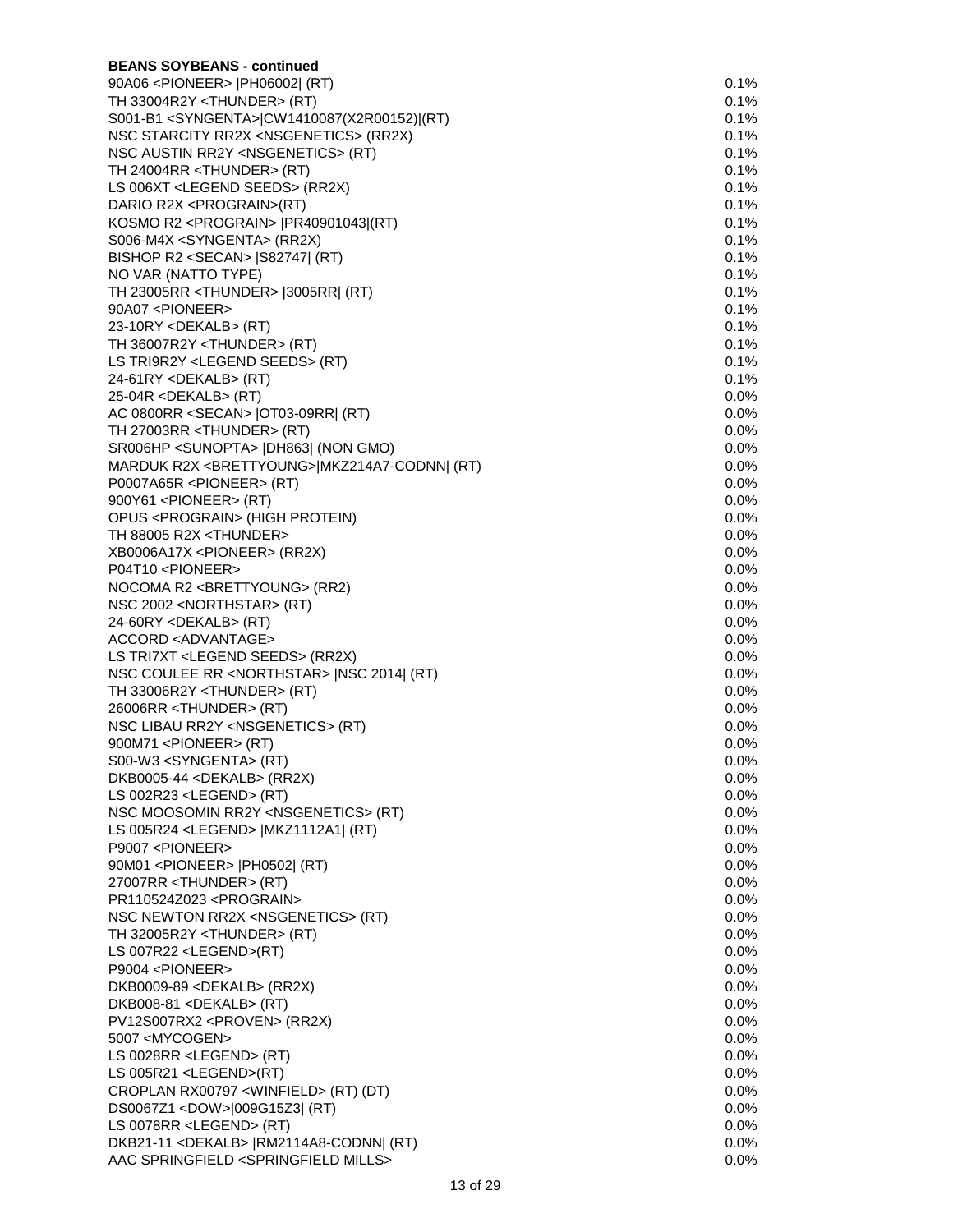**BEANS SOYBEANS - continued**

| Variety | % |
|---|---|
| 90A06 <PIONEER> \|PH06002\| (RT) | 0.1% |
| TH 33004R2Y <THUNDER> (RT) | 0.1% |
| S001-B1 <SYNGENTA>\|CW1410087(X2R00152)\|(RT) | 0.1% |
| NSC STARCITY RR2X <NSGENETICS> (RR2X) | 0.1% |
| NSC AUSTIN RR2Y <NSGENETICS> (RT) | 0.1% |
| TH 24004RR <THUNDER> (RT) | 0.1% |
| LS 006XT <LEGEND SEEDS> (RR2X) | 0.1% |
| DARIO R2X <PROGRAIN>(RT) | 0.1% |
| KOSMO R2 <PROGRAIN> \|PR40901043\|(RT) | 0.1% |
| S006-M4X <SYNGENTA> (RR2X) | 0.1% |
| BISHOP R2 <SECAN> \|S82747\| (RT) | 0.1% |
| NO VAR (NATTO TYPE) | 0.1% |
| TH 23005RR <THUNDER> \|3005RR\| (RT) | 0.1% |
| 90A07 <PIONEER> | 0.1% |
| 23-10RY <DEKALB> (RT) | 0.1% |
| TH 36007R2Y <THUNDER> (RT) | 0.1% |
| LS TRI9R2Y <LEGEND SEEDS> (RT) | 0.1% |
| 24-61RY <DEKALB> (RT) | 0.1% |
| 25-04R <DEKALB> (RT) | 0.0% |
| AC 0800RR <SECAN> \|OT03-09RR\| (RT) | 0.0% |
| TH 27003RR <THUNDER> (RT) | 0.0% |
| SR006HP <SUNOPTA> \|DH863\| (NON GMO) | 0.0% |
| MARDUK R2X <BRETTYOUNG>\|MKZ214A7-CODNN\| (RT) | 0.0% |
| P0007A65R <PIONEER> (RT) | 0.0% |
| 900Y61 <PIONEER> (RT) | 0.0% |
| OPUS <PROGRAIN> (HIGH PROTEIN) | 0.0% |
| TH 88005 R2X <THUNDER> | 0.0% |
| XB0006A17X <PIONEER> (RR2X) | 0.0% |
| P04T10 <PIONEER> | 0.0% |
| NOCOMA R2 <BRETTYOUNG> (RR2) | 0.0% |
| NSC 2002 <NORTHSTAR> (RT) | 0.0% |
| 24-60RY <DEKALB> (RT) | 0.0% |
| ACCORD <ADVANTAGE> | 0.0% |
| LS TRI7XT <LEGEND SEEDS> (RR2X) | 0.0% |
| NSC COULEE RR <NORTHSTAR> \|NSC 2014\| (RT) | 0.0% |
| TH 33006R2Y <THUNDER> (RT) | 0.0% |
| 26006RR <THUNDER> (RT) | 0.0% |
| NSC LIBAU RR2Y <NSGENETICS> (RT) | 0.0% |
| 900M71 <PIONEER> (RT) | 0.0% |
| S00-W3 <SYNGENTA> (RT) | 0.0% |
| DKB0005-44 <DEKALB> (RR2X) | 0.0% |
| LS 002R23 <LEGEND> (RT) | 0.0% |
| NSC MOOSOMIN RR2Y <NSGENETICS> (RT) | 0.0% |
| LS 005R24 <LEGEND> \|MKZ1112A1\| (RT) | 0.0% |
| P9007 <PIONEER> | 0.0% |
| 90M01 <PIONEER> \|PH0502\| (RT) | 0.0% |
| 27007RR <THUNDER> (RT) | 0.0% |
| PR110524Z023 <PROGRAIN> | 0.0% |
| NSC NEWTON RR2X <NSGENETICS> (RT) | 0.0% |
| TH 32005R2Y <THUNDER> (RT) | 0.0% |
| LS 007R22 <LEGEND>(RT) | 0.0% |
| P9004 <PIONEER> | 0.0% |
| DKB0009-89 <DEKALB> (RR2X) | 0.0% |
| DKB008-81 <DEKALB> (RT) | 0.0% |
| PV12S007RX2 <PROVEN> (RR2X) | 0.0% |
| 5007 <MYCOGEN> | 0.0% |
| LS 0028RR <LEGEND> (RT) | 0.0% |
| LS 005R21 <LEGEND>(RT) | 0.0% |
| CROPLAN RX00797 <WINFIELD> (RT) (DT) | 0.0% |
| DS0067Z1 <DOW>\|009G15Z3\| (RT) | 0.0% |
| LS 0078RR <LEGEND> (RT) | 0.0% |
| DKB21-11 <DEKALB> \|RM2114A8-CODNN\| (RT) | 0.0% |
| AAC SPRINGFIELD <SPRINGFIELD MILLS> | 0.0% |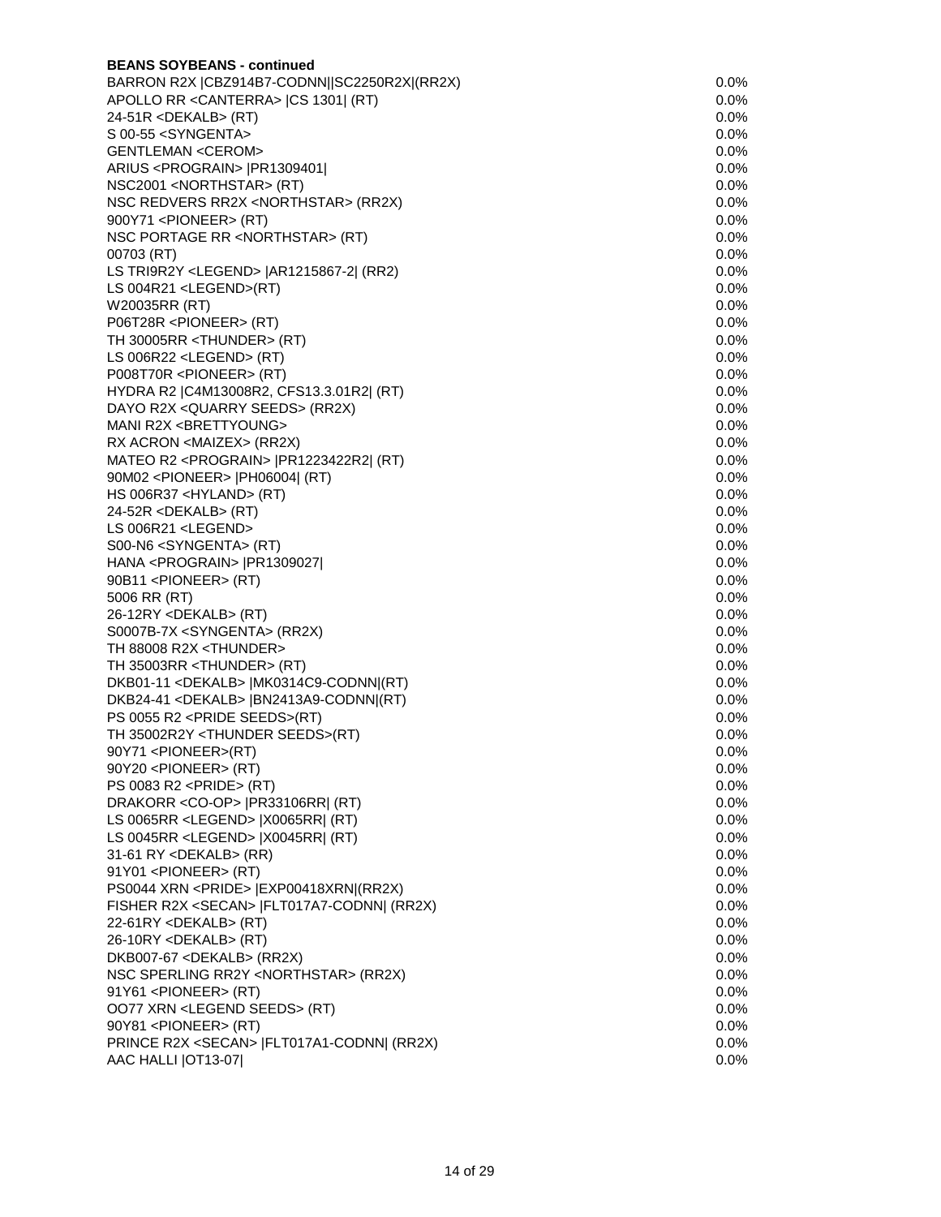**BEANS SOYBEANS - continued**

| | |
|---|---|
| BARRON R2X \|CBZ914B7-CODNN\|\|SC2250R2X\|(RR2X) | 0.0% |
| APOLLO RR <CANTERRA> \|CS 1301\| (RT) | 0.0% |
| 24-51R <DEKALB> (RT) | 0.0% |
| S 00-55 <SYNGENTA> | 0.0% |
| GENTLEMAN <CEROM> | 0.0% |
| ARIUS <PROGRAIN> \|PR1309401\| | 0.0% |
| NSC2001 <NORTHSTAR> (RT) | 0.0% |
| NSC REDVERS RR2X <NORTHSTAR> (RR2X) | 0.0% |
| 900Y71 <PIONEER> (RT) | 0.0% |
| NSC PORTAGE RR <NORTHSTAR> (RT) | 0.0% |
| 00703 (RT) | 0.0% |
| LS TRI9R2Y <LEGEND> \|AR1215867-2\| (RR2) | 0.0% |
| LS 004R21 <LEGEND>(RT) | 0.0% |
| W20035RR (RT) | 0.0% |
| P06T28R <PIONEER> (RT) | 0.0% |
| TH 30005RR <THUNDER> (RT) | 0.0% |
| LS 006R22 <LEGEND> (RT) | 0.0% |
| P008T70R <PIONEER> (RT) | 0.0% |
| HYDRA R2 \|C4M13008R2, CFS13.3.01R2\| (RT) | 0.0% |
| DAYO R2X <QUARRY SEEDS> (RR2X) | 0.0% |
| MANI R2X <BRETTYOUNG> | 0.0% |
| RX ACRON <MAIZEX> (RR2X) | 0.0% |
| MATEO R2 <PROGRAIN> \|PR1223422R2\| (RT) | 0.0% |
| 90M02 <PIONEER> \|PH06004\| (RT) | 0.0% |
| HS 006R37 <HYLAND> (RT) | 0.0% |
| 24-52R <DEKALB> (RT) | 0.0% |
| LS 006R21 <LEGEND> | 0.0% |
| S00-N6 <SYNGENTA> (RT) | 0.0% |
| HANA <PROGRAIN> \|PR1309027\| | 0.0% |
| 90B11 <PIONEER> (RT) | 0.0% |
| 5006 RR (RT) | 0.0% |
| 26-12RY <DEKALB> (RT) | 0.0% |
| S0007B-7X <SYNGENTA> (RR2X) | 0.0% |
| TH 88008 R2X <THUNDER> | 0.0% |
| TH 35003RR <THUNDER> (RT) | 0.0% |
| DKB01-11 <DEKALB> \|MK0314C9-CODNN\|(RT) | 0.0% |
| DKB24-41 <DEKALB> \|BN2413A9-CODNN\|(RT) | 0.0% |
| PS 0055 R2 <PRIDE SEEDS>(RT) | 0.0% |
| TH 35002R2Y <THUNDER SEEDS>(RT) | 0.0% |
| 90Y71 <PIONEER>(RT) | 0.0% |
| 90Y20 <PIONEER> (RT) | 0.0% |
| PS 0083 R2 <PRIDE> (RT) | 0.0% |
| DRAKORR <CO-OP> \|PR33106RR\| (RT) | 0.0% |
| LS 0065RR <LEGEND> \|X0065RR\| (RT) | 0.0% |
| LS 0045RR <LEGEND> \|X0045RR\| (RT) | 0.0% |
| 31-61 RY <DEKALB> (RR) | 0.0% |
| 91Y01 <PIONEER> (RT) | 0.0% |
| PS0044 XRN <PRIDE> \|EXP00418XRN\|(RR2X) | 0.0% |
| FISHER R2X <SECAN> \|FLT017A7-CODNN\| (RR2X) | 0.0% |
| 22-61RY <DEKALB> (RT) | 0.0% |
| 26-10RY <DEKALB> (RT) | 0.0% |
| DKB007-67 <DEKALB> (RR2X) | 0.0% |
| NSC SPERLING RR2Y <NORTHSTAR> (RR2X) | 0.0% |
| 91Y61 <PIONEER> (RT) | 0.0% |
| OO77 XRN <LEGEND SEEDS> (RT) | 0.0% |
| 90Y81 <PIONEER> (RT) | 0.0% |
| PRINCE R2X <SECAN> \|FLT017A1-CODNN\| (RR2X) | 0.0% |
| AAC HALLI \|OT13-07\| | 0.0% |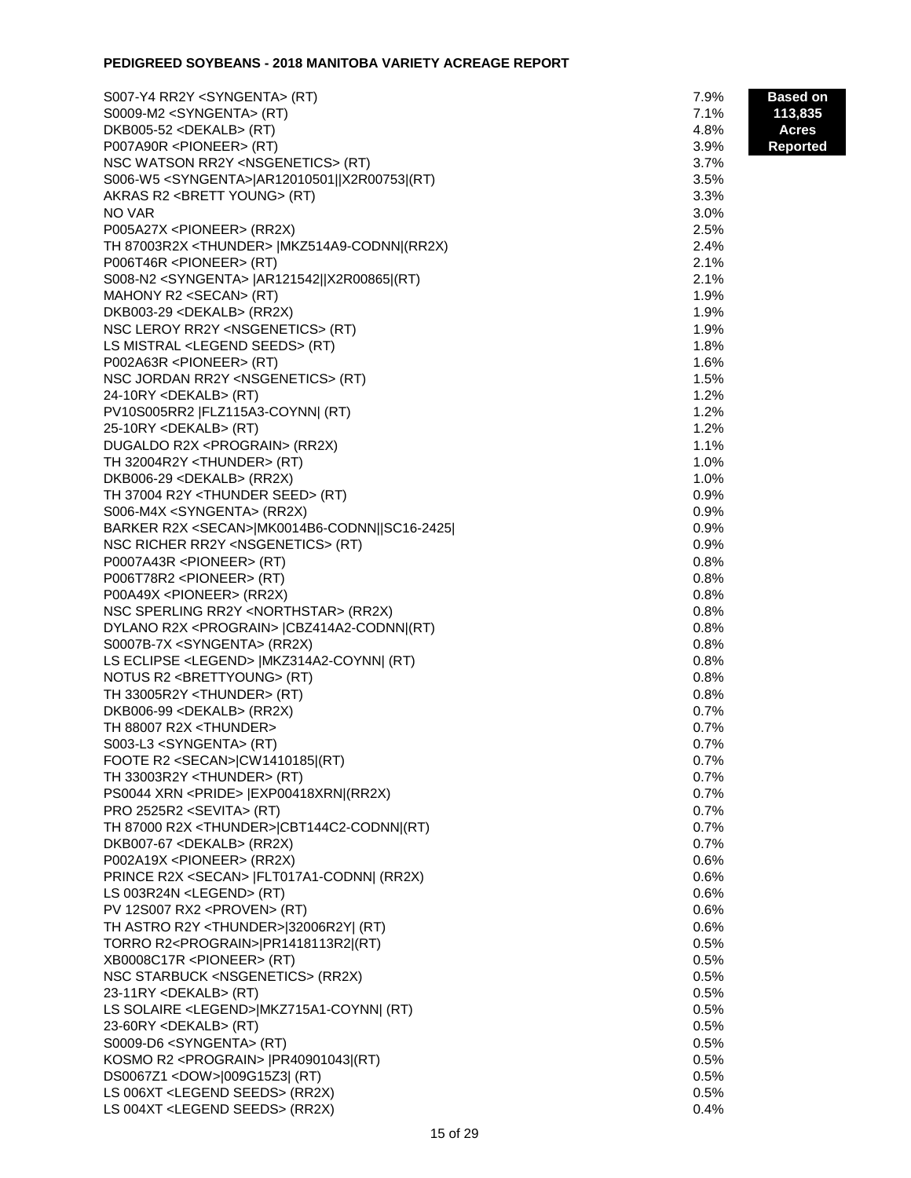# PEDIGREED SOYBEANS - 2018 MANITOBA VARIETY ACREAGE REPORT

**Based on 113,835 Acres Reported**

| Variety | % |
|---|---|
| S007-Y4 RR2Y <SYNGENTA> (RT) | 7.9% |
| S0009-M2 <SYNGENTA> (RT) | 7.1% |
| DKB005-52 <DEKALB> (RT) | 4.8% |
| P007A90R <PIONEER> (RT) | 3.9% |
| NSC WATSON RR2Y <NSGENETICS> (RT) | 3.7% |
| S006-W5 <SYNGENTA>\|AR12010501\|\|X2R00753\|(RT) | 3.5% |
| AKRAS R2 <BRETT YOUNG> (RT) | 3.3% |
| NO VAR | 3.0% |
| P005A27X <PIONEER> (RR2X) | 2.5% |
| TH 87003R2X <THUNDER> \|MKZ514A9-CODNN\|(RR2X) | 2.4% |
| P006T46R <PIONEER> (RT) | 2.1% |
| S008-N2 <SYNGENTA> \|AR121542\|\|X2R00865\|(RT) | 2.1% |
| MAHONY R2 <SECAN> (RT) | 1.9% |
| DKB003-29 <DEKALB> (RR2X) | 1.9% |
| NSC LEROY RR2Y <NSGENETICS> (RT) | 1.9% |
| LS MISTRAL <LEGEND SEEDS> (RT) | 1.8% |
| P002A63R <PIONEER> (RT) | 1.6% |
| NSC JORDAN RR2Y <NSGENETICS> (RT) | 1.5% |
| 24-10RY <DEKALB> (RT) | 1.2% |
| PV10S005RR2 \|FLZ115A3-COYNN\| (RT) | 1.2% |
| 25-10RY <DEKALB> (RT) | 1.2% |
| DUGALDO R2X <PROGRAIN> (RR2X) | 1.1% |
| TH 32004R2Y <THUNDER> (RT) | 1.0% |
| DKB006-29 <DEKALB> (RR2X) | 1.0% |
| TH 37004 R2Y <THUNDER SEED> (RT) | 0.9% |
| S006-M4X <SYNGENTA> (RR2X) | 0.9% |
| BARKER R2X <SECAN>\|MK0014B6-CODNN\|\|SC16-2425\| | 0.9% |
| NSC RICHER RR2Y <NSGENETICS> (RT) | 0.9% |
| P0007A43R <PIONEER> (RT) | 0.8% |
| P006T78R2 <PIONEER> (RT) | 0.8% |
| P00A49X <PIONEER> (RR2X) | 0.8% |
| NSC SPERLING RR2Y <NORTHSTAR> (RR2X) | 0.8% |
| DYLANO R2X <PROGRAIN> \|CBZ414A2-CODNN\|(RT) | 0.8% |
| S0007B-7X <SYNGENTA> (RR2X) | 0.8% |
| LS ECLIPSE <LEGEND> \|MKZ314A2-COYNN\| (RT) | 0.8% |
| NOTUS R2 <BRETTYOUNG> (RT) | 0.8% |
| TH 33005R2Y <THUNDER> (RT) | 0.8% |
| DKB006-99 <DEKALB> (RR2X) | 0.7% |
| TH 88007 R2X <THUNDER> | 0.7% |
| S003-L3 <SYNGENTA> (RT) | 0.7% |
| FOOTE R2 <SECAN>\|CW1410185\|(RT) | 0.7% |
| TH 33003R2Y <THUNDER> (RT) | 0.7% |
| PS0044 XRN <PRIDE> \|EXP00418XRN\|(RR2X) | 0.7% |
| PRO 2525R2 <SEVITA> (RT) | 0.7% |
| TH 87000 R2X <THUNDER>\|CBT144C2-CODNN\|(RT) | 0.7% |
| DKB007-67 <DEKALB> (RR2X) | 0.7% |
| P002A19X <PIONEER> (RR2X) | 0.6% |
| PRINCE R2X <SECAN> \|FLT017A1-CODNN\| (RR2X) | 0.6% |
| LS 003R24N <LEGEND> (RT) | 0.6% |
| PV 12S007 RX2 <PROVEN> (RT) | 0.6% |
| TH ASTRO R2Y <THUNDER>\|32006R2Y\| (RT) | 0.6% |
| TORRO R2<PROGRAIN>\|PR1418113R2\|(RT) | 0.5% |
| XB0008C17R <PIONEER> (RT) | 0.5% |
| NSC STARBUCK <NSGENETICS> (RR2X) | 0.5% |
| 23-11RY <DEKALB> (RT) | 0.5% |
| LS SOLAIRE <LEGEND>\|MKZ715A1-COYNN\| (RT) | 0.5% |
| 23-60RY <DEKALB> (RT) | 0.5% |
| S0009-D6 <SYNGENTA> (RT) | 0.5% |
| KOSMO R2 <PROGRAIN> \|PR40901043\|(RT) | 0.5% |
| DS0067Z1 <DOW>\|009G15Z3\| (RT) | 0.5% |
| LS 006XT <LEGEND SEEDS> (RR2X) | 0.5% |
| LS 004XT <LEGEND SEEDS> (RR2X) | 0.4% |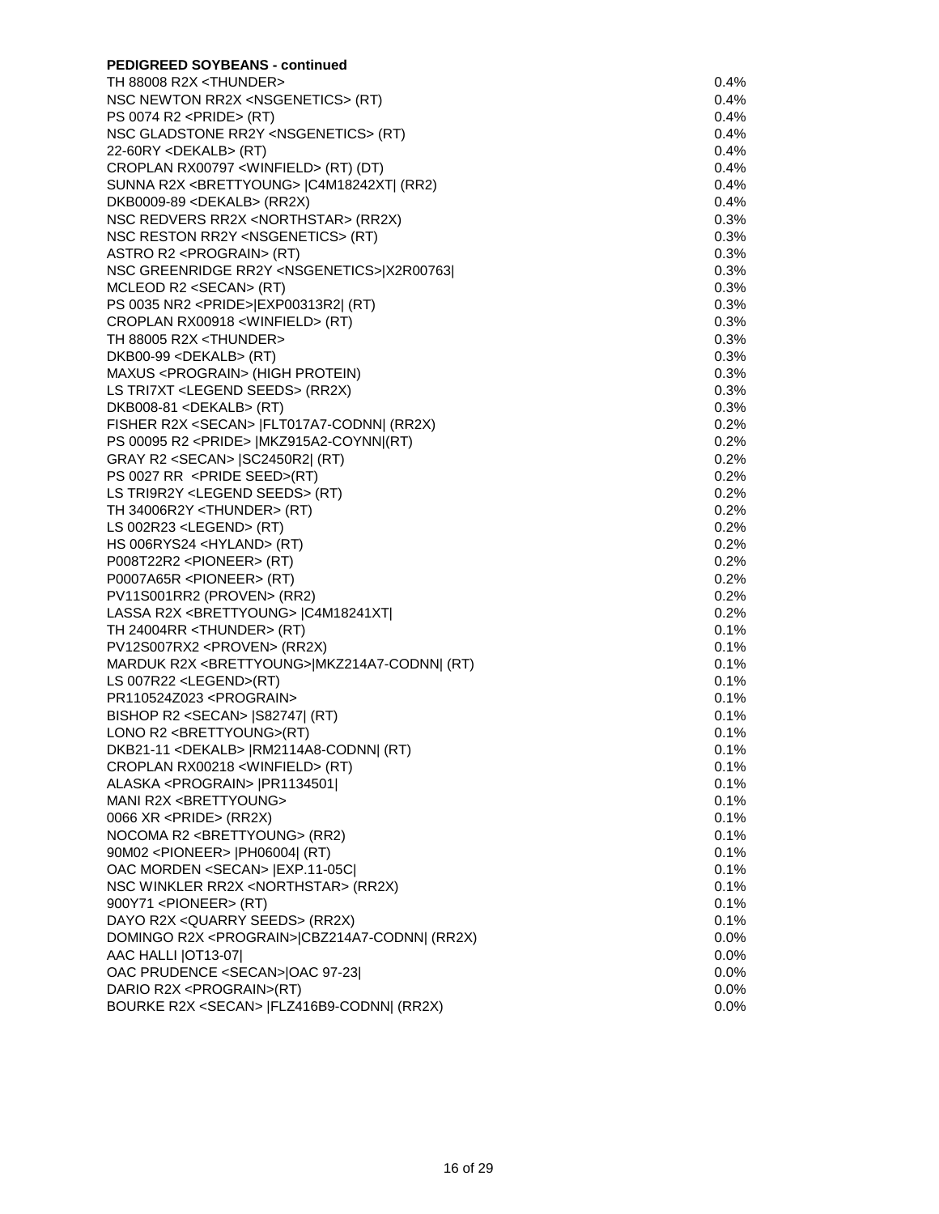**PEDIGREED SOYBEANS - continued**

| | |
|---|---|
| TH 88008 R2X <THUNDER> | 0.4% |
| NSC NEWTON RR2X <NSGENETICS> (RT) | 0.4% |
| PS 0074 R2 <PRIDE> (RT) | 0.4% |
| NSC GLADSTONE RR2Y <NSGENETICS> (RT) | 0.4% |
| 22-60RY <DEKALB> (RT) | 0.4% |
| CROPLAN RX00797 <WINFIELD> (RT) (DT) | 0.4% |
| SUNNA R2X <BRETTYOUNG> \|C4M18242XT\| (RR2) | 0.4% |
| DKB0009-89 <DEKALB> (RR2X) | 0.4% |
| NSC REDVERS RR2X <NORTHSTAR> (RR2X) | 0.3% |
| NSC RESTON RR2Y <NSGENETICS> (RT) | 0.3% |
| ASTRO R2 <PROGRAIN> (RT) | 0.3% |
| NSC GREENRIDGE RR2Y <NSGENETICS>\|X2R00763\| | 0.3% |
| MCLEOD R2 <SECAN> (RT) | 0.3% |
| PS 0035 NR2 <PRIDE>\|EXP00313R2\| (RT) | 0.3% |
| CROPLAN RX00918 <WINFIELD> (RT) | 0.3% |
| TH 88005 R2X <THUNDER> | 0.3% |
| DKB00-99 <DEKALB> (RT) | 0.3% |
| MAXUS <PROGRAIN> (HIGH PROTEIN) | 0.3% |
| LS TRI7XT <LEGEND SEEDS> (RR2X) | 0.3% |
| DKB008-81 <DEKALB> (RT) | 0.3% |
| FISHER R2X <SECAN> \|FLT017A7-CODNN\| (RR2X) | 0.2% |
| PS 00095 R2 <PRIDE> \|MKZ915A2-COYNN\|(RT) | 0.2% |
| GRAY R2 <SECAN> \|SC2450R2\| (RT) | 0.2% |
| PS 0027 RR <PRIDE SEED>(RT) | 0.2% |
| LS TRI9R2Y <LEGEND SEEDS> (RT) | 0.2% |
| TH 34006R2Y <THUNDER> (RT) | 0.2% |
| LS 002R23 <LEGEND> (RT) | 0.2% |
| HS 006RYS24 <HYLAND> (RT) | 0.2% |
| P008T22R2 <PIONEER> (RT) | 0.2% |
| P0007A65R <PIONEER> (RT) | 0.2% |
| PV11S001RR2 (PROVEN> (RR2) | 0.2% |
| LASSA R2X <BRETTYOUNG> \|C4M18241XT\| | 0.2% |
| TH 24004RR <THUNDER> (RT) | 0.1% |
| PV12S007RX2 <PROVEN> (RR2X) | 0.1% |
| MARDUK R2X <BRETTYOUNG>\|MKZ214A7-CODNN\| (RT) | 0.1% |
| LS 007R22 <LEGEND>(RT) | 0.1% |
| PR110524Z023 <PROGRAIN> | 0.1% |
| BISHOP R2 <SECAN> \|S82747\| (RT) | 0.1% |
| LONO R2 <BRETTYOUNG>(RT) | 0.1% |
| DKB21-11 <DEKALB> \|RM2114A8-CODNN\| (RT) | 0.1% |
| CROPLAN RX00218 <WINFIELD> (RT) | 0.1% |
| ALASKA <PROGRAIN> \|PR1134501\| | 0.1% |
| MANI R2X <BRETTYOUNG> | 0.1% |
| 0066 XR <PRIDE> (RR2X) | 0.1% |
| NOCOMA R2 <BRETTYOUNG> (RR2) | 0.1% |
| 90M02 <PIONEER> \|PH06004\| (RT) | 0.1% |
| OAC MORDEN <SECAN> \|EXP.11-05C\| | 0.1% |
| NSC WINKLER RR2X <NORTHSTAR> (RR2X) | 0.1% |
| 900Y71 <PIONEER> (RT) | 0.1% |
| DAYO R2X <QUARRY SEEDS> (RR2X) | 0.1% |
| DOMINGO R2X <PROGRAIN>\|CBZ214A7-CODNN\| (RR2X) | 0.0% |
| AAC HALLI \|OT13-07\| | 0.0% |
| OAC PRUDENCE <SECAN>\|OAC 97-23\| | 0.0% |
| DARIO R2X <PROGRAIN>(RT) | 0.0% |
| BOURKE R2X <SECAN> \|FLZ416B9-CODNN\| (RR2X) | 0.0% |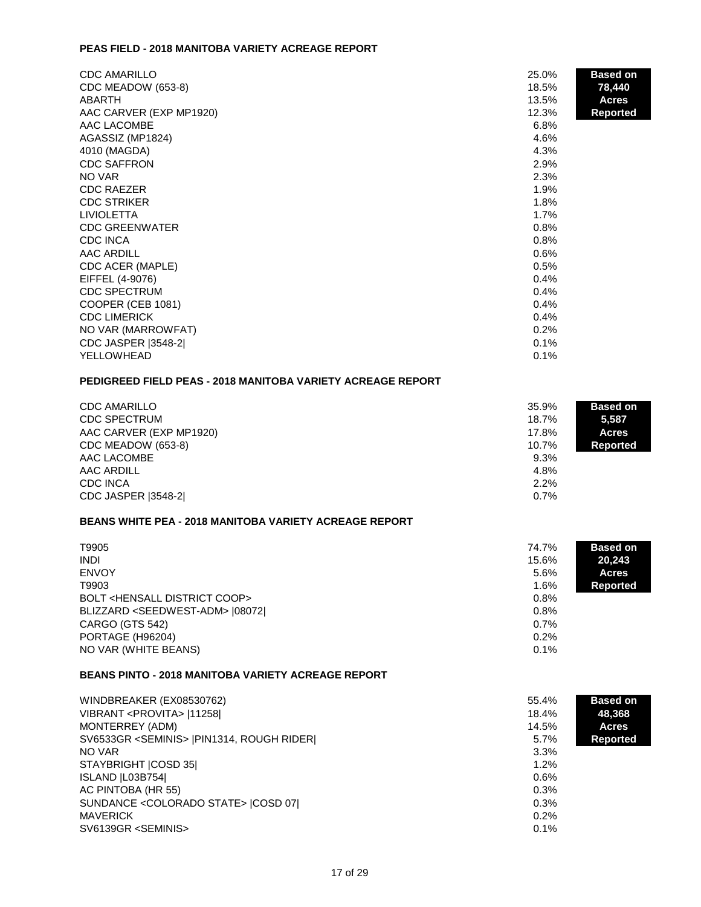### PEAS FIELD - 2018 MANITOBA VARIETY ACREAGE REPORT

**Based on 78,440 Acres Reported**

| Variety | Percent |
|---|---|
| CDC AMARILLO | 25.0% |
| CDC MEADOW (653-8) | 18.5% |
| ABARTH | 13.5% |
| AAC CARVER (EXP MP1920) | 12.3% |
| AAC LACOMBE | 6.8% |
| AGASSIZ (MP1824) | 4.6% |
| 4010 (MAGDA) | 4.3% |
| CDC SAFFRON | 2.9% |
| NO VAR | 2.3% |
| CDC RAEZER | 1.9% |
| CDC STRIKER | 1.8% |
| LIVIOLETTA | 1.7% |
| CDC GREENWATER | 0.8% |
| CDC INCA | 0.8% |
| AAC ARDILL | 0.6% |
| CDC ACER (MAPLE) | 0.5% |
| EIFFEL (4-9076) | 0.4% |
| CDC SPECTRUM | 0.4% |
| COOPER (CEB 1081) | 0.4% |
| CDC LIMERICK | 0.4% |
| NO VAR (MARROWFAT) | 0.2% |
| CDC JASPER \|3548-2\| | 0.1% |
| YELLOWHEAD | 0.1% |

### PEDIGREED FIELD PEAS - 2018 MANITOBA VARIETY ACREAGE REPORT

**Based on 5,587 Acres Reported**

| Variety | Percent |
|---|---|
| CDC AMARILLO | 35.9% |
| CDC SPECTRUM | 18.7% |
| AAC CARVER (EXP MP1920) | 17.8% |
| CDC MEADOW (653-8) | 10.7% |
| AAC LACOMBE | 9.3% |
| AAC ARDILL | 4.8% |
| CDC INCA | 2.2% |
| CDC JASPER \|3548-2\| | 0.7% |

### BEANS WHITE PEA - 2018 MANITOBA VARIETY ACREAGE REPORT

**Based on 20,243 Acres Reported**

| Variety | Percent |
|---|---|
| T9905 | 74.7% |
| INDI | 15.6% |
| ENVOY | 5.6% |
| T9903 | 1.6% |
| BOLT <HENSALL DISTRICT COOP> | 0.8% |
| BLIZZARD <SEEDWEST-ADM> \|08072\| | 0.8% |
| CARGO (GTS 542) | 0.7% |
| PORTAGE (H96204) | 0.2% |
| NO VAR (WHITE BEANS) | 0.1% |

### BEANS PINTO - 2018 MANITOBA VARIETY ACREAGE REPORT

**Based on 48,368 Acres Reported**

| Variety | Percent |
|---|---|
| WINDBREAKER (EX08530762) | 55.4% |
| VIBRANT <PROVITA> \|11258\| | 18.4% |
| MONTERREY (ADM) | 14.5% |
| SV6533GR <SEMINIS> \|PIN1314, ROUGH RIDER\| | 5.7% |
| NO VAR | 3.3% |
| STAYBRIGHT \|COSD 35\| | 1.2% |
| ISLAND \|L03B754\| | 0.6% |
| AC PINTOBA (HR 55) | 0.3% |
| SUNDANCE <COLORADO STATE> \|COSD 07\| | 0.3% |
| MAVERICK | 0.2% |
| SV6139GR <SEMINIS> | 0.1% |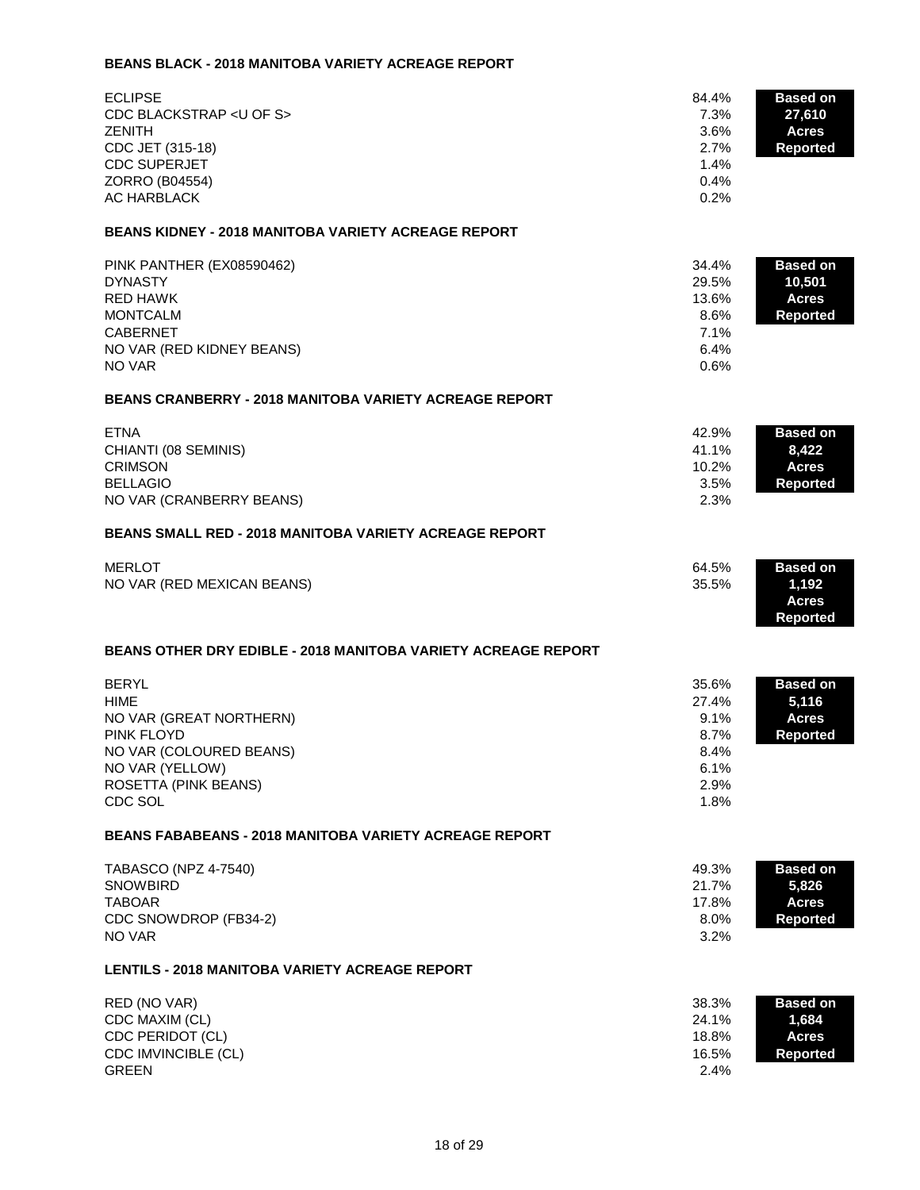## BEANS BLACK - 2018 MANITOBA VARIETY ACREAGE REPORT

| Variety | % |
|---|---|
| ECLIPSE | 84.4% |
| CDC BLACKSTRAP <U OF S> | 7.3% |
| ZENITH | 3.6% |
| CDC JET (315-18) | 2.7% |
| CDC SUPERJET | 1.4% |
| ZORRO (B04554) | 0.4% |
| AC HARBLACK | 0.2% |

**Based on 27,610 Acres Reported**

## BEANS KIDNEY - 2018 MANITOBA VARIETY ACREAGE REPORT

| Variety | % |
|---|---|
| PINK PANTHER (EX08590462) | 34.4% |
| DYNASTY | 29.5% |
| RED HAWK | 13.6% |
| MONTCALM | 8.6% |
| CABERNET | 7.1% |
| NO VAR (RED KIDNEY BEANS) | 6.4% |
| NO VAR | 0.6% |

**Based on 10,501 Acres Reported**

## BEANS CRANBERRY - 2018 MANITOBA VARIETY ACREAGE REPORT

| Variety | % |
|---|---|
| ETNA | 42.9% |
| CHIANTI (08 SEMINIS) | 41.1% |
| CRIMSON | 10.2% |
| BELLAGIO | 3.5% |
| NO VAR (CRANBERRY BEANS) | 2.3% |

**Based on 8,422 Acres Reported**

## BEANS SMALL RED - 2018 MANITOBA VARIETY ACREAGE REPORT

| Variety | % |
|---|---|
| MERLOT | 64.5% |
| NO VAR (RED MEXICAN BEANS) | 35.5% |

**Based on 1,192 Acres Reported**

## BEANS OTHER DRY EDIBLE - 2018 MANITOBA VARIETY ACREAGE REPORT

| Variety | % |
|---|---|
| BERYL | 35.6% |
| HIME | 27.4% |
| NO VAR (GREAT NORTHERN) | 9.1% |
| PINK FLOYD | 8.7% |
| NO VAR (COLOURED BEANS) | 8.4% |
| NO VAR (YELLOW) | 6.1% |
| ROSETTA (PINK BEANS) | 2.9% |
| CDC SOL | 1.8% |

**Based on 5,116 Acres Reported**

## BEANS FABABEANS - 2018 MANITOBA VARIETY ACREAGE REPORT

| Variety | % |
|---|---|
| TABASCO (NPZ 4-7540) | 49.3% |
| SNOWBIRD | 21.7% |
| TABOAR | 17.8% |
| CDC SNOWDROP (FB34-2) | 8.0% |
| NO VAR | 3.2% |

**Based on 5,826 Acres Reported**

## LENTILS - 2018 MANITOBA VARIETY ACREAGE REPORT

| Variety | % |
|---|---|
| RED (NO VAR) | 38.3% |
| CDC MAXIM (CL) | 24.1% |
| CDC PERIDOT (CL) | 18.8% |
| CDC IMVINCIBLE (CL) | 16.5% |
| GREEN | 2.4% |

**Based on 1,684 Acres Reported**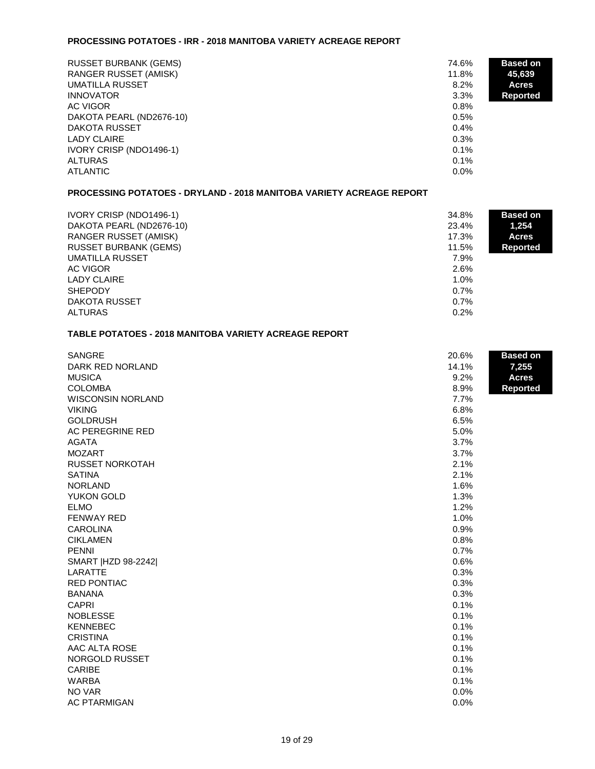## PROCESSING POTATOES - IRR - 2018 MANITOBA VARIETY ACREAGE REPORT

**Based on 45,639 Acres Reported**

| Variety | % |
|---|---|
| RUSSET BURBANK (GEMS) | 74.6% |
| RANGER RUSSET (AMISK) | 11.8% |
| UMATILLA RUSSET | 8.2% |
| INNOVATOR | 3.3% |
| AC VIGOR | 0.8% |
| DAKOTA PEARL (ND2676-10) | 0.5% |
| DAKOTA RUSSET | 0.4% |
| LADY CLAIRE | 0.3% |
| IVORY CRISP (NDO1496-1) | 0.1% |
| ALTURAS | 0.1% |
| ATLANTIC | 0.0% |

## PROCESSING POTATOES - DRYLAND - 2018 MANITOBA VARIETY ACREAGE REPORT

**Based on 1,254 Acres Reported**

| Variety | % |
|---|---|
| IVORY CRISP (NDO1496-1) | 34.8% |
| DAKOTA PEARL (ND2676-10) | 23.4% |
| RANGER RUSSET (AMISK) | 17.3% |
| RUSSET BURBANK (GEMS) | 11.5% |
| UMATILLA RUSSET | 7.9% |
| AC VIGOR | 2.6% |
| LADY CLAIRE | 1.0% |
| SHEPODY | 0.7% |
| DAKOTA RUSSET | 0.7% |
| ALTURAS | 0.2% |

## TABLE POTATOES - 2018 MANITOBA VARIETY ACREAGE REPORT

**Based on 7,255 Acres Reported**

| Variety | % |
|---|---|
| SANGRE | 20.6% |
| DARK RED NORLAND | 14.1% |
| MUSICA | 9.2% |
| COLOMBA | 8.9% |
| WISCONSIN NORLAND | 7.7% |
| VIKING | 6.8% |
| GOLDRUSH | 6.5% |
| AC PEREGRINE RED | 5.0% |
| AGATA | 3.7% |
| MOZART | 3.7% |
| RUSSET NORKOTAH | 2.1% |
| SATINA | 2.1% |
| NORLAND | 1.6% |
| YUKON GOLD | 1.3% |
| ELMO | 1.2% |
| FENWAY RED | 1.0% |
| CAROLINA | 0.9% |
| CIKLAMEN | 0.8% |
| PENNI | 0.7% |
| SMART \|HZD 98-2242\| | 0.6% |
| LARATTE | 0.3% |
| RED PONTIAC | 0.3% |
| BANANA | 0.3% |
| CAPRI | 0.1% |
| NOBLESSE | 0.1% |
| KENNEBEC | 0.1% |
| CRISTINA | 0.1% |
| AAC ALTA ROSE | 0.1% |
| NORGOLD RUSSET | 0.1% |
| CARIBE | 0.1% |
| WARBA | 0.1% |
| NO VAR | 0.0% |
| AC PTARMIGAN | 0.0% |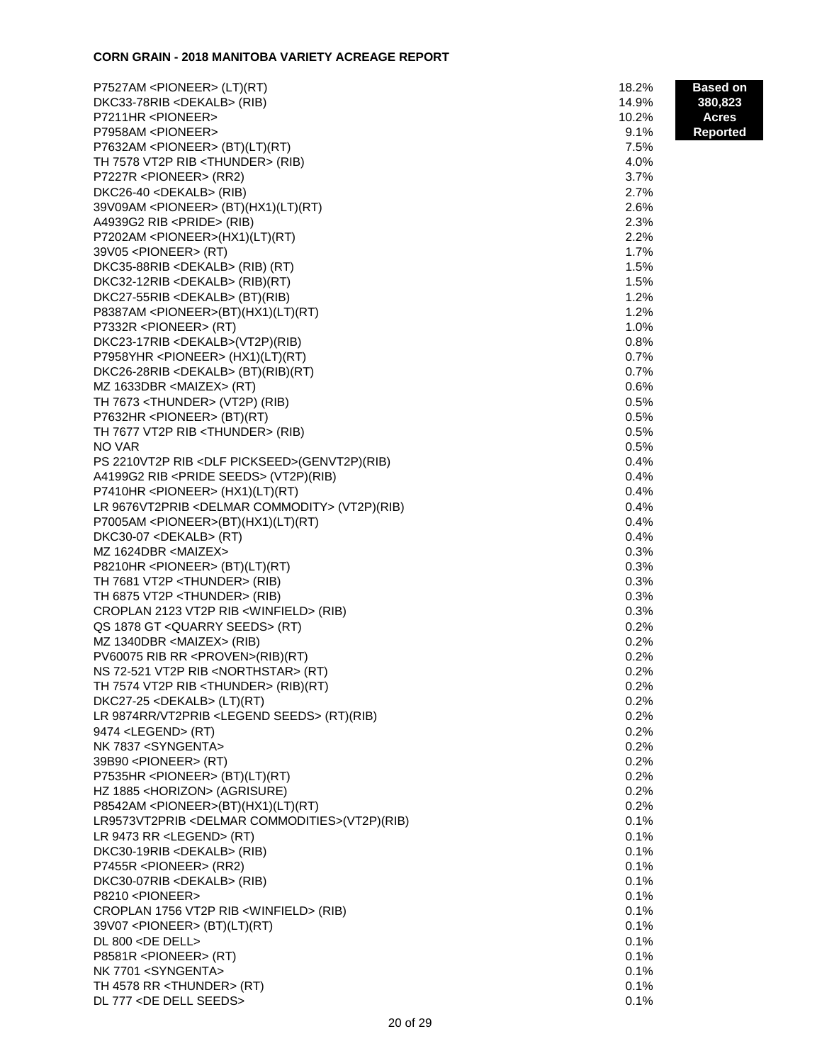**CORN GRAIN - 2018 MANITOBA VARIETY ACREAGE REPORT**

**Based on 380,823 Acres Reported**

| Variety | % |
|---|---|
| P7527AM <PIONEER> (LT)(RT) | 18.2% |
| DKC33-78RIB <DEKALB> (RIB) | 14.9% |
| P7211HR <PIONEER> | 10.2% |
| P7958AM <PIONEER> | 9.1% |
| P7632AM <PIONEER> (BT)(LT)(RT) | 7.5% |
| TH 7578 VT2P RIB <THUNDER> (RIB) | 4.0% |
| P7227R <PIONEER> (RR2) | 3.7% |
| DKC26-40 <DEKALB> (RIB) | 2.7% |
| 39V09AM <PIONEER> (BT)(HX1)(LT)(RT) | 2.6% |
| A4939G2 RIB <PRIDE> (RIB) | 2.3% |
| P7202AM <PIONEER>(HX1)(LT)(RT) | 2.2% |
| 39V05 <PIONEER> (RT) | 1.7% |
| DKC35-88RIB <DEKALB> (RIB) (RT) | 1.5% |
| DKC32-12RIB <DEKALB> (RIB)(RT) | 1.5% |
| DKC27-55RIB <DEKALB> (BT)(RIB) | 1.2% |
| P8387AM <PIONEER>(BT)(HX1)(LT)(RT) | 1.2% |
| P7332R <PIONEER> (RT) | 1.0% |
| DKC23-17RIB <DEKALB>(VT2P)(RIB) | 0.8% |
| P7958YHR <PIONEER> (HX1)(LT)(RT) | 0.7% |
| DKC26-28RIB <DEKALB> (BT)(RIB)(RT) | 0.7% |
| MZ 1633DBR <MAIZEX> (RT) | 0.6% |
| TH 7673 <THUNDER> (VT2P) (RIB) | 0.5% |
| P7632HR <PIONEER> (BT)(RT) | 0.5% |
| TH 7677 VT2P RIB <THUNDER> (RIB) | 0.5% |
| NO VAR | 0.5% |
| PS 2210VT2P RIB <DLF PICKSEED>(GENVT2P)(RIB) | 0.4% |
| A4199G2 RIB <PRIDE SEEDS> (VT2P)(RIB) | 0.4% |
| P7410HR <PIONEER> (HX1)(LT)(RT) | 0.4% |
| LR 9676VT2PRIB <DELMAR COMMODITY> (VT2P)(RIB) | 0.4% |
| P7005AM <PIONEER>(BT)(HX1)(LT)(RT) | 0.4% |
| DKC30-07 <DEKALB> (RT) | 0.4% |
| MZ 1624DBR <MAIZEX> | 0.3% |
| P8210HR <PIONEER> (BT)(LT)(RT) | 0.3% |
| TH 7681 VT2P <THUNDER> (RIB) | 0.3% |
| TH 6875 VT2P <THUNDER> (RIB) | 0.3% |
| CROPLAN 2123 VT2P RIB <WINFIELD> (RIB) | 0.3% |
| QS 1878 GT <QUARRY SEEDS> (RT) | 0.2% |
| MZ 1340DBR <MAIZEX> (RIB) | 0.2% |
| PV60075 RIB RR <PROVEN>(RIB)(RT) | 0.2% |
| NS 72-521 VT2P RIB <NORTHSTAR> (RT) | 0.2% |
| TH 7574 VT2P RIB <THUNDER> (RIB)(RT) | 0.2% |
| DKC27-25 <DEKALB> (LT)(RT) | 0.2% |
| LR 9874RR/VT2PRIB <LEGEND SEEDS> (RT)(RIB) | 0.2% |
| 9474 <LEGEND> (RT) | 0.2% |
| NK 7837 <SYNGENTA> | 0.2% |
| 39B90 <PIONEER> (RT) | 0.2% |
| P7535HR <PIONEER> (BT)(LT)(RT) | 0.2% |
| HZ 1885 <HORIZON> (AGRISURE) | 0.2% |
| P8542AM <PIONEER>(BT)(HX1)(LT)(RT) | 0.2% |
| LR9573VT2PRIB <DELMAR COMMODITIES>(VT2P)(RIB) | 0.1% |
| LR 9473 RR <LEGEND> (RT) | 0.1% |
| DKC30-19RIB <DEKALB> (RIB) | 0.1% |
| P7455R <PIONEER> (RR2) | 0.1% |
| DKC30-07RIB <DEKALB> (RIB) | 0.1% |
| P8210 <PIONEER> | 0.1% |
| CROPLAN 1756 VT2P RIB <WINFIELD> (RIB) | 0.1% |
| 39V07 <PIONEER> (BT)(LT)(RT) | 0.1% |
| DL 800 <DE DELL> | 0.1% |
| P8581R <PIONEER> (RT) | 0.1% |
| NK 7701 <SYNGENTA> | 0.1% |
| TH 4578 RR <THUNDER> (RT) | 0.1% |
| DL 777 <DE DELL SEEDS> | 0.1% |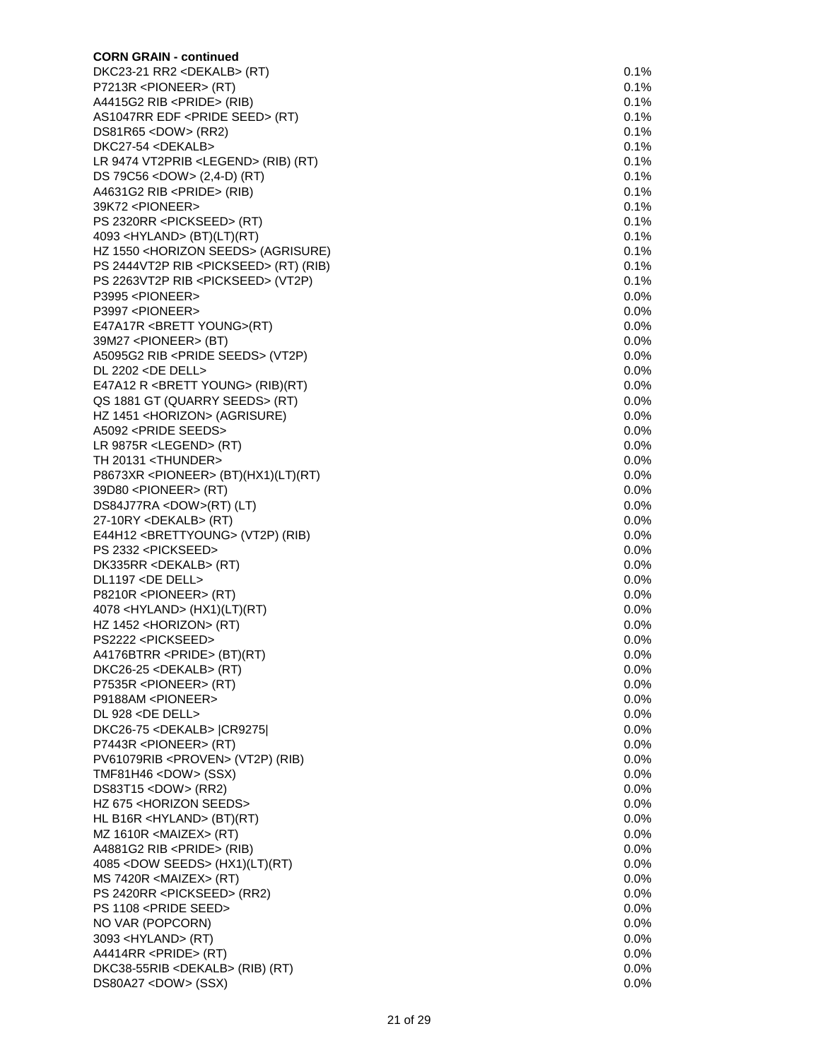**CORN GRAIN - continued**

| | |
|---|---|
| DKC23-21 RR2 <DEKALB> (RT) | 0.1% |
| P7213R <PIONEER> (RT) | 0.1% |
| A4415G2 RIB <PRIDE> (RIB) | 0.1% |
| AS1047RR EDF <PRIDE SEED> (RT) | 0.1% |
| DS81R65 <DOW> (RR2) | 0.1% |
| DKC27-54 <DEKALB> | 0.1% |
| LR 9474 VT2PRIB <LEGEND> (RIB) (RT) | 0.1% |
| DS 79C56 <DOW> (2,4-D) (RT) | 0.1% |
| A4631G2 RIB <PRIDE> (RIB) | 0.1% |
| 39K72 <PIONEER> | 0.1% |
| PS 2320RR <PICKSEED> (RT) | 0.1% |
| 4093 <HYLAND> (BT)(LT)(RT) | 0.1% |
| HZ 1550 <HORIZON SEEDS> (AGRISURE) | 0.1% |
| PS 2444VT2P RIB <PICKSEED> (RT) (RIB) | 0.1% |
| PS 2263VT2P RIB <PICKSEED> (VT2P) | 0.1% |
| P3995 <PIONEER> | 0.0% |
| P3997 <PIONEER> | 0.0% |
| E47A17R <BRETT YOUNG>(RT) | 0.0% |
| 39M27 <PIONEER> (BT) | 0.0% |
| A5095G2 RIB <PRIDE SEEDS> (VT2P) | 0.0% |
| DL 2202 <DE DELL> | 0.0% |
| E47A12 R <BRETT YOUNG> (RIB)(RT) | 0.0% |
| QS 1881 GT (QUARRY SEEDS> (RT) | 0.0% |
| HZ 1451 <HORIZON> (AGRISURE) | 0.0% |
| A5092 <PRIDE SEEDS> | 0.0% |
| LR 9875R <LEGEND> (RT) | 0.0% |
| TH 20131 <THUNDER> | 0.0% |
| P8673XR <PIONEER> (BT)(HX1)(LT)(RT) | 0.0% |
| 39D80 <PIONEER> (RT) | 0.0% |
| DS84J77RA <DOW>(RT) (LT) | 0.0% |
| 27-10RY <DEKALB> (RT) | 0.0% |
| E44H12 <BRETTYOUNG> (VT2P) (RIB) | 0.0% |
| PS 2332 <PICKSEED> | 0.0% |
| DK335RR <DEKALB> (RT) | 0.0% |
| DL1197 <DE DELL> | 0.0% |
| P8210R <PIONEER> (RT) | 0.0% |
| 4078 <HYLAND> (HX1)(LT)(RT) | 0.0% |
| HZ 1452 <HORIZON> (RT) | 0.0% |
| PS2222 <PICKSEED> | 0.0% |
| A4176BTRR <PRIDE> (BT)(RT) | 0.0% |
| DKC26-25 <DEKALB> (RT) | 0.0% |
| P7535R <PIONEER> (RT) | 0.0% |
| P9188AM <PIONEER> | 0.0% |
| DL 928 <DE DELL> | 0.0% |
| DKC26-75 <DEKALB> \|CR9275\| | 0.0% |
| P7443R <PIONEER> (RT) | 0.0% |
| PV61079RIB <PROVEN> (VT2P) (RIB) | 0.0% |
| TMF81H46 <DOW> (SSX) | 0.0% |
| DS83T15 <DOW> (RR2) | 0.0% |
| HZ 675 <HORIZON SEEDS> | 0.0% |
| HL B16R <HYLAND> (BT)(RT) | 0.0% |
| MZ 1610R <MAIZEX> (RT) | 0.0% |
| A4881G2 RIB <PRIDE> (RIB) | 0.0% |
| 4085 <DOW SEEDS> (HX1)(LT)(RT) | 0.0% |
| MS 7420R <MAIZEX> (RT) | 0.0% |
| PS 2420RR <PICKSEED> (RR2) | 0.0% |
| PS 1108 <PRIDE SEED> | 0.0% |
| NO VAR (POPCORN) | 0.0% |
| 3093 <HYLAND> (RT) | 0.0% |
| A4414RR <PRIDE> (RT) | 0.0% |
| DKC38-55RIB <DEKALB> (RIB) (RT) | 0.0% |
| DS80A27 <DOW> (SSX) | 0.0% |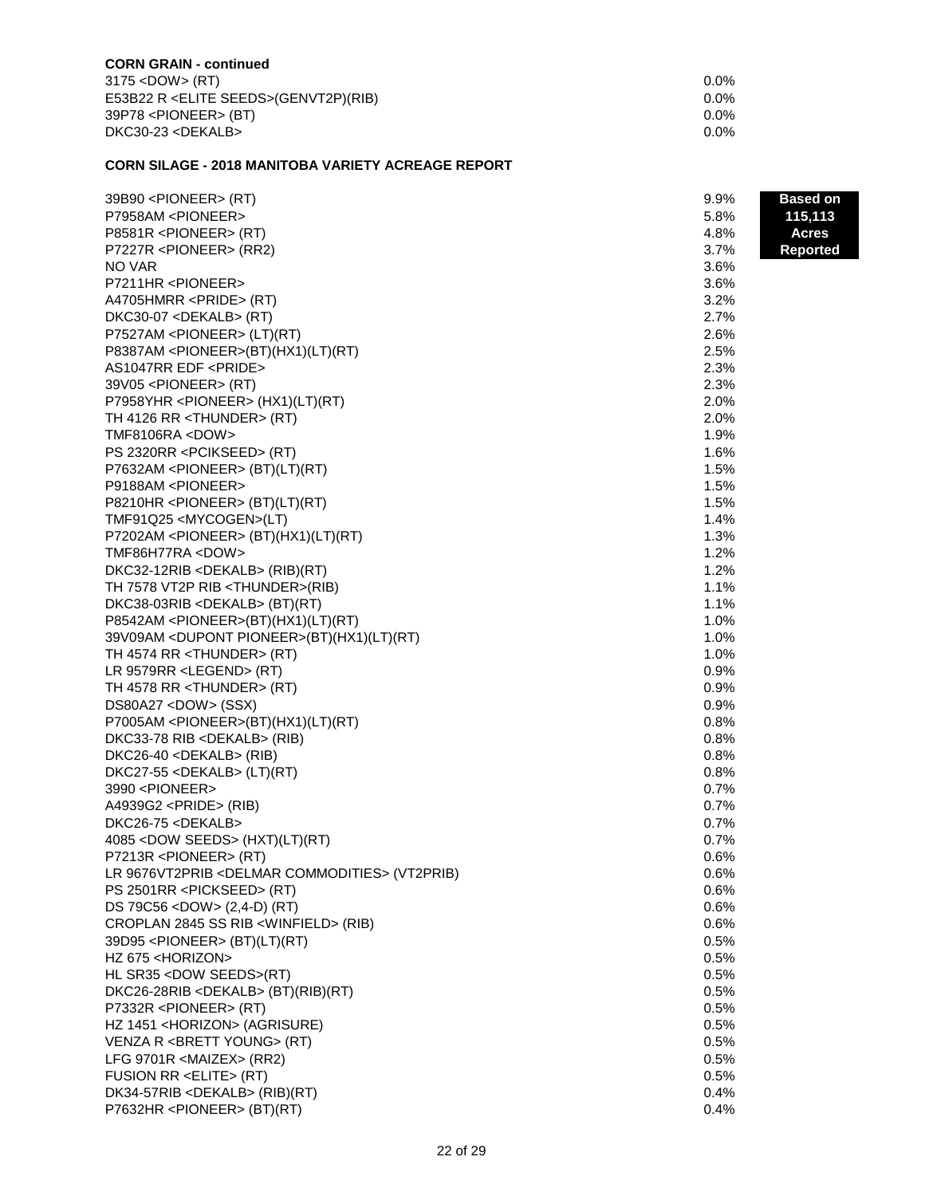**CORN GRAIN - continued**

| | |
|---|---|
| 3175 <DOW> (RT) | 0.0% |
| E53B22 R <ELITE SEEDS>(GENVT2P)(RIB) | 0.0% |
| 39P78 <PIONEER> (BT) | 0.0% |
| DKC30-23 <DEKALB> | 0.0% |

**CORN SILAGE - 2018 MANITOBA VARIETY ACREAGE REPORT**

**Based on 115,113 Acres Reported**

| | |
|---|---|
| 39B90 <PIONEER> (RT) | 9.9% |
| P7958AM <PIONEER> | 5.8% |
| P8581R <PIONEER> (RT) | 4.8% |
| P7227R <PIONEER> (RR2) | 3.7% |
| NO VAR | 3.6% |
| P7211HR <PIONEER> | 3.6% |
| A4705HMRR <PRIDE> (RT) | 3.2% |
| DKC30-07 <DEKALB> (RT) | 2.7% |
| P7527AM <PIONEER> (LT)(RT) | 2.6% |
| P8387AM <PIONEER>(BT)(HX1)(LT)(RT) | 2.5% |
| AS1047RR EDF <PRIDE> | 2.3% |
| 39V05 <PIONEER> (RT) | 2.3% |
| P7958YHR <PIONEER> (HX1)(LT)(RT) | 2.0% |
| TH 4126 RR <THUNDER> (RT) | 2.0% |
| TMF8106RA <DOW> | 1.9% |
| PS 2320RR <PCIKSEED> (RT) | 1.6% |
| P7632AM <PIONEER> (BT)(LT)(RT) | 1.5% |
| P9188AM <PIONEER> | 1.5% |
| P8210HR <PIONEER> (BT)(LT)(RT) | 1.5% |
| TMF91Q25 <MYCOGEN>(LT) | 1.4% |
| P7202AM <PIONEER> (BT)(HX1)(LT)(RT) | 1.3% |
| TMF86H77RA <DOW> | 1.2% |
| DKC32-12RIB <DEKALB> (RIB)(RT) | 1.2% |
| TH 7578 VT2P RIB <THUNDER>(RIB) | 1.1% |
| DKC38-03RIB <DEKALB> (BT)(RT) | 1.1% |
| P8542AM <PIONEER>(BT)(HX1)(LT)(RT) | 1.0% |
| 39V09AM <DUPONT PIONEER>(BT)(HX1)(LT)(RT) | 1.0% |
| TH 4574 RR <THUNDER> (RT) | 1.0% |
| LR 9579RR <LEGEND> (RT) | 0.9% |
| TH 4578 RR <THUNDER> (RT) | 0.9% |
| DS80A27 <DOW> (SSX) | 0.9% |
| P7005AM <PIONEER>(BT)(HX1)(LT)(RT) | 0.8% |
| DKC33-78 RIB <DEKALB> (RIB) | 0.8% |
| DKC26-40 <DEKALB> (RIB) | 0.8% |
| DKC27-55 <DEKALB> (LT)(RT) | 0.8% |
| 3990 <PIONEER> | 0.7% |
| A4939G2 <PRIDE> (RIB) | 0.7% |
| DKC26-75 <DEKALB> | 0.7% |
| 4085 <DOW SEEDS> (HXT)(LT)(RT) | 0.7% |
| P7213R <PIONEER> (RT) | 0.6% |
| LR 9676VT2PRIB <DELMAR COMMODITIES> (VT2PRIB) | 0.6% |
| PS 2501RR <PICKSEED> (RT) | 0.6% |
| DS 79C56 <DOW> (2,4-D) (RT) | 0.6% |
| CROPLAN 2845 SS RIB <WINFIELD> (RIB) | 0.6% |
| 39D95 <PIONEER> (BT)(LT)(RT) | 0.5% |
| HZ 675 <HORIZON> | 0.5% |
| HL SR35 <DOW SEEDS>(RT) | 0.5% |
| DKC26-28RIB <DEKALB> (BT)(RIB)(RT) | 0.5% |
| P7332R <PIONEER> (RT) | 0.5% |
| HZ 1451 <HORIZON> (AGRISURE) | 0.5% |
| VENZA R <BRETT YOUNG> (RT) | 0.5% |
| LFG 9701R <MAIZEX> (RR2) | 0.5% |
| FUSION RR <ELITE> (RT) | 0.5% |
| DK34-57RIB <DEKALB> (RIB)(RT) | 0.4% |
| P7632HR <PIONEER> (BT)(RT) | 0.4% |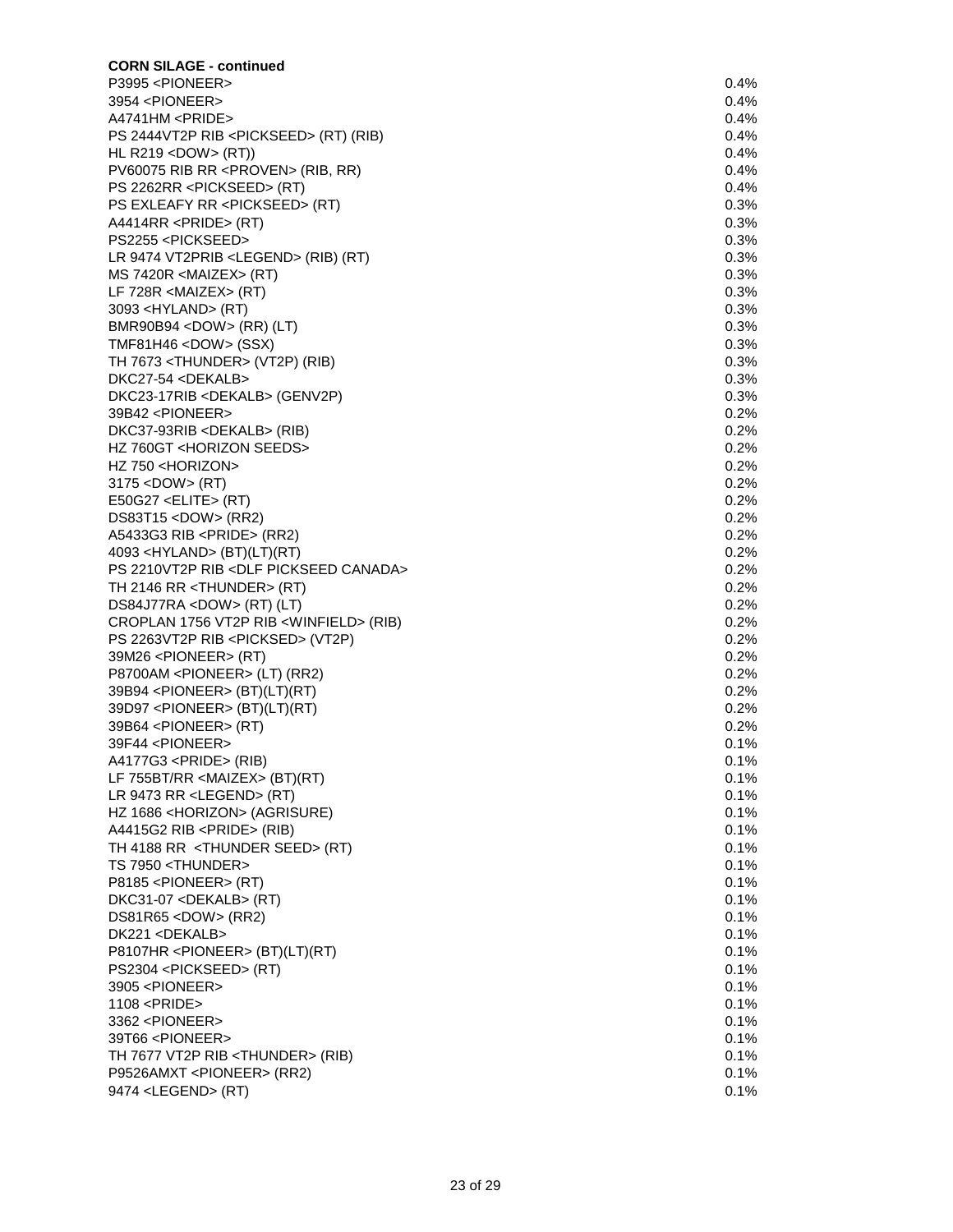**CORN SILAGE - continued**

| | |
|---|---|
| P3995 <PIONEER> | 0.4% |
| 3954 <PIONEER> | 0.4% |
| A4741HM <PRIDE> | 0.4% |
| PS 2444VT2P RIB <PICKSEED> (RT) (RIB) | 0.4% |
| HL R219 <DOW> (RT)) | 0.4% |
| PV60075 RIB RR <PROVEN> (RIB, RR) | 0.4% |
| PS 2262RR <PICKSEED> (RT) | 0.4% |
| PS EXLEAFY RR <PICKSEED> (RT) | 0.3% |
| A4414RR <PRIDE> (RT) | 0.3% |
| PS2255 <PICKSEED> | 0.3% |
| LR 9474 VT2PRIB <LEGEND> (RIB) (RT) | 0.3% |
| MS 7420R <MAIZEX> (RT) | 0.3% |
| LF 728R <MAIZEX> (RT) | 0.3% |
| 3093 <HYLAND> (RT) | 0.3% |
| BMR90B94 <DOW> (RR) (LT) | 0.3% |
| TMF81H46 <DOW> (SSX) | 0.3% |
| TH 7673 <THUNDER> (VT2P) (RIB) | 0.3% |
| DKC27-54 <DEKALB> | 0.3% |
| DKC23-17RIB <DEKALB> (GENV2P) | 0.3% |
| 39B42 <PIONEER> | 0.2% |
| DKC37-93RIB <DEKALB> (RIB) | 0.2% |
| HZ 760GT <HORIZON SEEDS> | 0.2% |
| HZ 750 <HORIZON> | 0.2% |
| 3175 <DOW> (RT) | 0.2% |
| E50G27 <ELITE> (RT) | 0.2% |
| DS83T15 <DOW> (RR2) | 0.2% |
| A5433G3 RIB <PRIDE> (RR2) | 0.2% |
| 4093 <HYLAND> (BT)(LT)(RT) | 0.2% |
| PS 2210VT2P RIB <DLF PICKSEED CANADA> | 0.2% |
| TH 2146 RR <THUNDER> (RT) | 0.2% |
| DS84J77RA <DOW> (RT) (LT) | 0.2% |
| CROPLAN 1756 VT2P RIB <WINFIELD> (RIB) | 0.2% |
| PS 2263VT2P RIB <PICKSED> (VT2P) | 0.2% |
| 39M26 <PIONEER> (RT) | 0.2% |
| P8700AM <PIONEER> (LT) (RR2) | 0.2% |
| 39B94 <PIONEER> (BT)(LT)(RT) | 0.2% |
| 39D97 <PIONEER> (BT)(LT)(RT) | 0.2% |
| 39B64 <PIONEER> (RT) | 0.2% |
| 39F44 <PIONEER> | 0.1% |
| A4177G3 <PRIDE> (RIB) | 0.1% |
| LF 755BT/RR <MAIZEX> (BT)(RT) | 0.1% |
| LR 9473 RR <LEGEND> (RT) | 0.1% |
| HZ 1686 <HORIZON> (AGRISURE) | 0.1% |
| A4415G2 RIB <PRIDE> (RIB) | 0.1% |
| TH 4188 RR <THUNDER SEED> (RT) | 0.1% |
| TS 7950 <THUNDER> | 0.1% |
| P8185 <PIONEER> (RT) | 0.1% |
| DKC31-07 <DEKALB> (RT) | 0.1% |
| DS81R65 <DOW> (RR2) | 0.1% |
| DK221 <DEKALB> | 0.1% |
| P8107HR <PIONEER> (BT)(LT)(RT) | 0.1% |
| PS2304 <PICKSEED> (RT) | 0.1% |
| 3905 <PIONEER> | 0.1% |
| 1108 <PRIDE> | 0.1% |
| 3362 <PIONEER> | 0.1% |
| 39T66 <PIONEER> | 0.1% |
| TH 7677 VT2P RIB <THUNDER> (RIB) | 0.1% |
| P9526AMXT <PIONEER> (RR2) | 0.1% |
| 9474 <LEGEND> (RT) | 0.1% |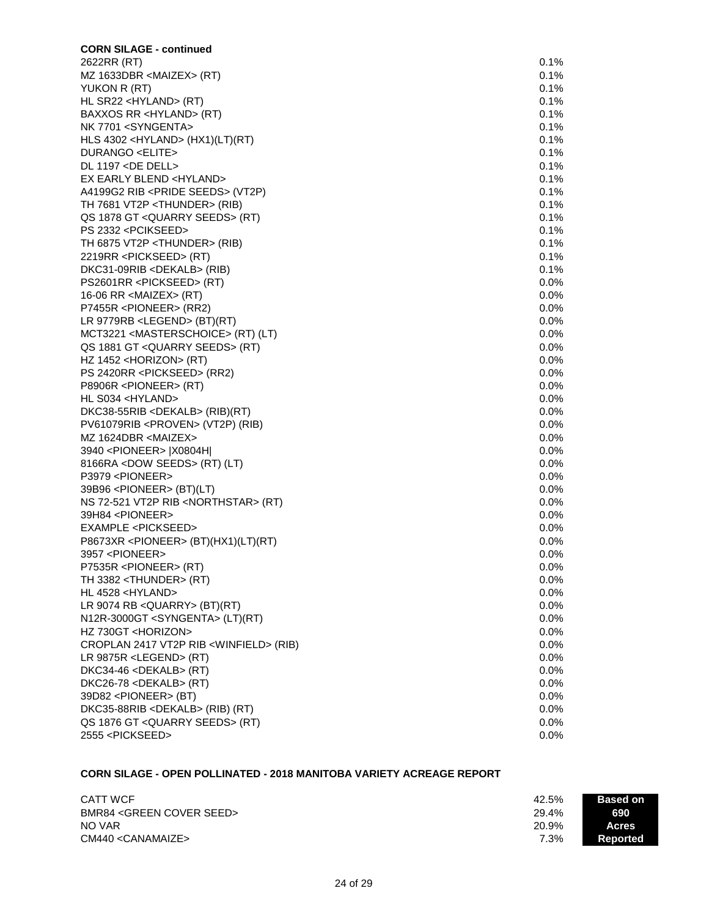**CORN SILAGE - continued**

| Variety | Percent |
|---|---|
| 2622RR (RT) | 0.1% |
| MZ 1633DBR <MAIZEX> (RT) | 0.1% |
| YUKON R (RT) | 0.1% |
| HL SR22 <HYLAND> (RT) | 0.1% |
| BAXXOS RR <HYLAND> (RT) | 0.1% |
| NK 7701 <SYNGENTA> | 0.1% |
| HLS 4302 <HYLAND> (HX1)(LT)(RT) | 0.1% |
| DURANGO <ELITE> | 0.1% |
| DL 1197 <DE DELL> | 0.1% |
| EX EARLY BLEND <HYLAND> | 0.1% |
| A4199G2 RIB <PRIDE SEEDS> (VT2P) | 0.1% |
| TH 7681 VT2P <THUNDER> (RIB) | 0.1% |
| QS 1878 GT <QUARRY SEEDS> (RT) | 0.1% |
| PS 2332 <PCIKSEED> | 0.1% |
| TH 6875 VT2P <THUNDER> (RIB) | 0.1% |
| 2219RR <PICKSEED> (RT) | 0.1% |
| DKC31-09RIB <DEKALB> (RIB) | 0.1% |
| PS2601RR <PICKSEED> (RT) | 0.0% |
| 16-06 RR <MAIZEX> (RT) | 0.0% |
| P7455R <PIONEER> (RR2) | 0.0% |
| LR 9779RB <LEGEND> (BT)(RT) | 0.0% |
| MCT3221 <MASTERSCHOICE> (RT) (LT) | 0.0% |
| QS 1881 GT <QUARRY SEEDS> (RT) | 0.0% |
| HZ 1452 <HORIZON> (RT) | 0.0% |
| PS 2420RR <PICKSEED> (RR2) | 0.0% |
| P8906R <PIONEER> (RT) | 0.0% |
| HL S034 <HYLAND> | 0.0% |
| DKC38-55RIB <DEKALB> (RIB)(RT) | 0.0% |
| PV61079RIB <PROVEN> (VT2P) (RIB) | 0.0% |
| MZ 1624DBR <MAIZEX> | 0.0% |
| 3940 <PIONEER> \|X0804H\| | 0.0% |
| 8166RA <DOW SEEDS> (RT) (LT) | 0.0% |
| P3979 <PIONEER> | 0.0% |
| 39B96 <PIONEER> (BT)(LT) | 0.0% |
| NS 72-521 VT2P RIB <NORTHSTAR> (RT) | 0.0% |
| 39H84 <PIONEER> | 0.0% |
| EXAMPLE <PICKSEED> | 0.0% |
| P8673XR <PIONEER> (BT)(HX1)(LT)(RT) | 0.0% |
| 3957 <PIONEER> | 0.0% |
| P7535R <PIONEER> (RT) | 0.0% |
| TH 3382 <THUNDER> (RT) | 0.0% |
| HL 4528 <HYLAND> | 0.0% |
| LR 9074 RB <QUARRY> (BT)(RT) | 0.0% |
| N12R-3000GT <SYNGENTA> (LT)(RT) | 0.0% |
| HZ 730GT <HORIZON> | 0.0% |
| CROPLAN 2417 VT2P RIB <WINFIELD> (RIB) | 0.0% |
| LR 9875R <LEGEND> (RT) | 0.0% |
| DKC34-46 <DEKALB> (RT) | 0.0% |
| DKC26-78 <DEKALB> (RT) | 0.0% |
| 39D82 <PIONEER> (BT) | 0.0% |
| DKC35-88RIB <DEKALB> (RIB) (RT) | 0.0% |
| QS 1876 GT <QUARRY SEEDS> (RT) | 0.0% |
| 2555 <PICKSEED> | 0.0% |

**CORN SILAGE - OPEN POLLINATED - 2018 MANITOBA VARIETY ACREAGE REPORT**

| Variety | Percent | |
|---|---|---|
| CATT WCF | 42.5% | **Based on** |
| BMR84 <GREEN COVER SEED> | 29.4% | **690** |
| NO VAR | 20.9% | **Acres** |
| CM440 <CANAMAIZE> | 7.3% | **Reported** |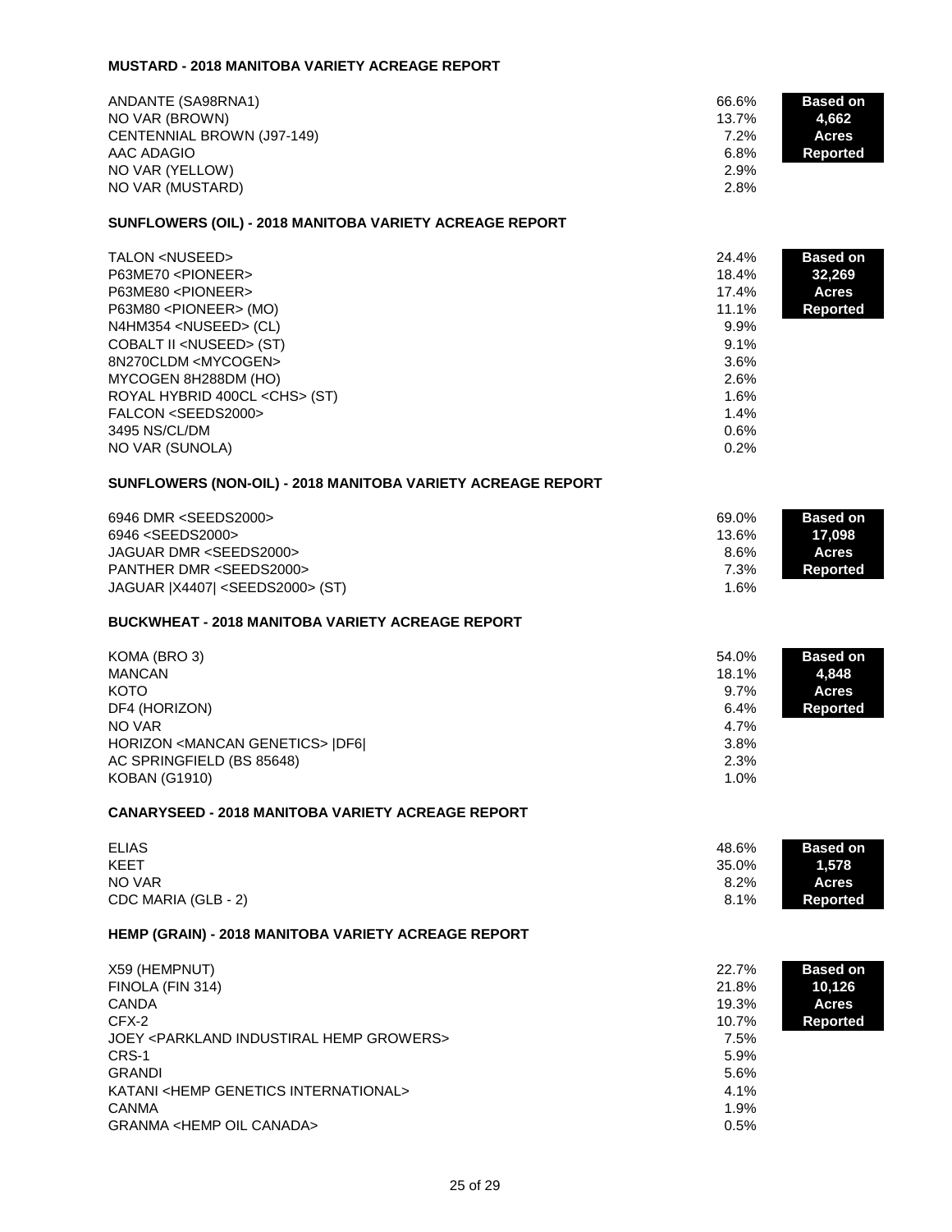### MUSTARD - 2018 MANITOBA VARIETY ACREAGE REPORT

| Variety | % | |
|---|---|---|
| ANDANTE (SA98RNA1) | 66.6% | **Based on** |
| NO VAR (BROWN) | 13.7% | **4,662** |
| CENTENNIAL BROWN (J97-149) | 7.2% | **Acres** |
| AAC ADAGIO | 6.8% | **Reported** |
| NO VAR (YELLOW) | 2.9% | |
| NO VAR (MUSTARD) | 2.8% | |

### SUNFLOWERS (OIL) - 2018 MANITOBA VARIETY ACREAGE REPORT

| Variety | % | |
|---|---|---|
| TALON <NUSEED> | 24.4% | **Based on** |
| P63ME70 <PIONEER> | 18.4% | **32,269** |
| P63ME80 <PIONEER> | 17.4% | **Acres** |
| P63M80 <PIONEER> (MO) | 11.1% | **Reported** |
| N4HM354 <NUSEED> (CL) | 9.9% | |
| COBALT II <NUSEED> (ST) | 9.1% | |
| 8N270CLDM <MYCOGEN> | 3.6% | |
| MYCOGEN 8H288DM (HO) | 2.6% | |
| ROYAL HYBRID 400CL <CHS> (ST) | 1.6% | |
| FALCON <SEEDS2000> | 1.4% | |
| 3495 NS/CL/DM | 0.6% | |
| NO VAR (SUNOLA) | 0.2% | |

### SUNFLOWERS (NON-OIL) - 2018 MANITOBA VARIETY ACREAGE REPORT

| Variety | % | |
|---|---|---|
| 6946 DMR <SEEDS2000> | 69.0% | **Based on** |
| 6946 <SEEDS2000> | 13.6% | **17,098** |
| JAGUAR DMR <SEEDS2000> | 8.6% | **Acres** |
| PANTHER DMR <SEEDS2000> | 7.3% | **Reported** |
| JAGUAR \|X4407\| <SEEDS2000> (ST) | 1.6% | |

### BUCKWHEAT - 2018 MANITOBA VARIETY ACREAGE REPORT

| Variety | % | |
|---|---|---|
| KOMA (BRO 3) | 54.0% | **Based on** |
| MANCAN | 18.1% | **4,848** |
| KOTO | 9.7% | **Acres** |
| DF4 (HORIZON) | 6.4% | **Reported** |
| NO VAR | 4.7% | |
| HORIZON <MANCAN GENETICS> \|DF6\| | 3.8% | |
| AC SPRINGFIELD (BS 85648) | 2.3% | |
| KOBAN (G1910) | 1.0% | |

### CANARYSEED - 2018 MANITOBA VARIETY ACREAGE REPORT

| Variety | % | |
|---|---|---|
| ELIAS | 48.6% | **Based on** |
| KEET | 35.0% | **1,578** |
| NO VAR | 8.2% | **Acres** |
| CDC MARIA (GLB - 2) | 8.1% | **Reported** |

### HEMP (GRAIN) - 2018 MANITOBA VARIETY ACREAGE REPORT

| Variety | % | |
|---|---|---|
| X59 (HEMPNUT) | 22.7% | **Based on** |
| FINOLA (FIN 314) | 21.8% | **10,126** |
| CANDA | 19.3% | **Acres** |
| CFX-2 | 10.7% | **Reported** |
| JOEY <PARKLAND INDUSTIRAL HEMP GROWERS> | 7.5% | |
| CRS-1 | 5.9% | |
| GRANDI | 5.6% | |
| KATANI <HEMP GENETICS INTERNATIONAL> | 4.1% | |
| CANMA | 1.9% | |
| GRANMA <HEMP OIL CANADA> | 0.5% | |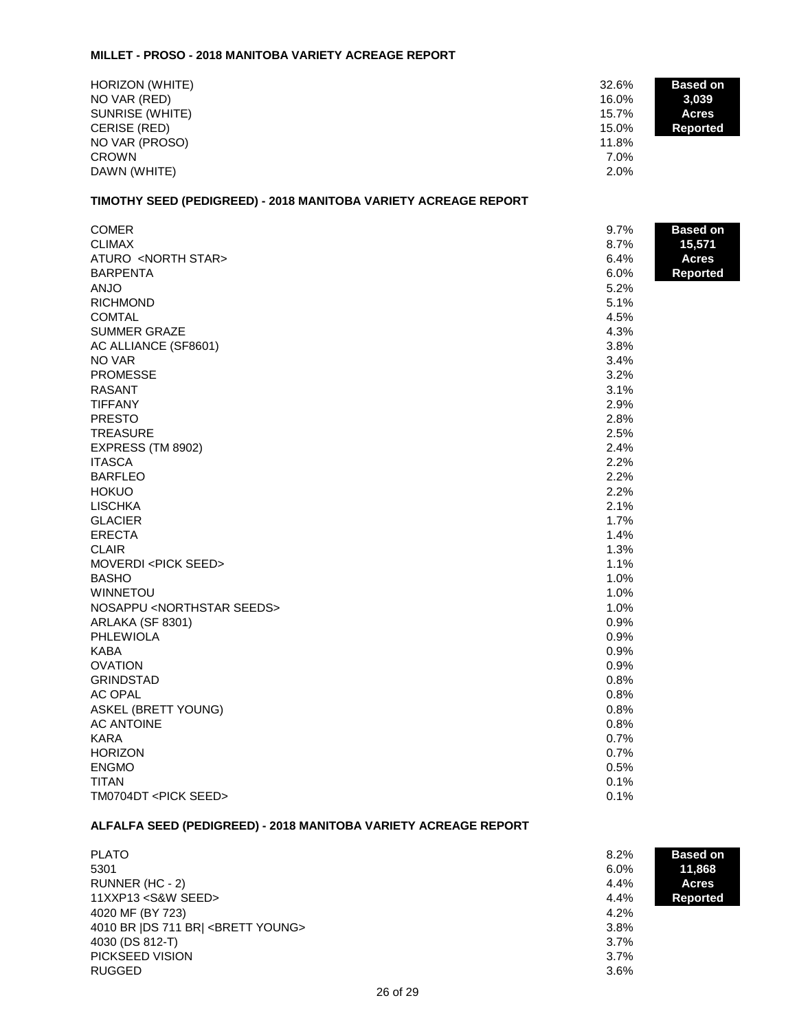**MILLET - PROSO - 2018 MANITOBA VARIETY ACREAGE REPORT**

| Variety | % |
|---|---|
| HORIZON (WHITE) | 32.6% |
| NO VAR (RED) | 16.0% |
| SUNRISE (WHITE) | 15.7% |
| CERISE (RED) | 15.0% |
| NO VAR (PROSO) | 11.8% |
| CROWN | 7.0% |
| DAWN (WHITE) | 2.0% |

**Based on 3,039 Acres Reported**

**TIMOTHY SEED (PEDIGREED) - 2018 MANITOBA VARIETY ACREAGE REPORT**

| Variety | % |
|---|---|
| COMER | 9.7% |
| CLIMAX | 8.7% |
| ATURO <NORTH STAR> | 6.4% |
| BARPENTA | 6.0% |
| ANJO | 5.2% |
| RICHMOND | 5.1% |
| COMTAL | 4.5% |
| SUMMER GRAZE | 4.3% |
| AC ALLIANCE (SF8601) | 3.8% |
| NO VAR | 3.4% |
| PROMESSE | 3.2% |
| RASANT | 3.1% |
| TIFFANY | 2.9% |
| PRESTO | 2.8% |
| TREASURE | 2.5% |
| EXPRESS (TM 8902) | 2.4% |
| ITASCA | 2.2% |
| BARFLEO | 2.2% |
| HOKUO | 2.2% |
| LISCHKA | 2.1% |
| GLACIER | 1.7% |
| ERECTA | 1.4% |
| CLAIR | 1.3% |
| MOVERDI <PICK SEED> | 1.1% |
| BASHO | 1.0% |
| WINNETOU | 1.0% |
| NOSAPPU <NORTHSTAR SEEDS> | 1.0% |
| ARLAKA (SF 8301) | 0.9% |
| PHLEWIOLA | 0.9% |
| KABA | 0.9% |
| OVATION | 0.9% |
| GRINDSTAD | 0.8% |
| AC OPAL | 0.8% |
| ASKEL (BRETT YOUNG) | 0.8% |
| AC ANTOINE | 0.8% |
| KARA | 0.7% |
| HORIZON | 0.7% |
| ENGMO | 0.5% |
| TITAN | 0.1% |
| TM0704DT <PICK SEED> | 0.1% |

**Based on 15,571 Acres Reported**

**ALFALFA SEED (PEDIGREED) - 2018 MANITOBA VARIETY ACREAGE REPORT**

| Variety | % |
|---|---|
| PLATO | 8.2% |
| 5301 | 6.0% |
| RUNNER (HC - 2) | 4.4% |
| 11XXP13 <S&W SEED> | 4.4% |
| 4020 MF (BY 723) | 4.2% |
| 4010 BR \|DS 711 BR\| <BRETT YOUNG> | 3.8% |
| 4030 (DS 812-T) | 3.7% |
| PICKSEED VISION | 3.7% |
| RUGGED | 3.6% |

**Based on 11,868 Acres Reported**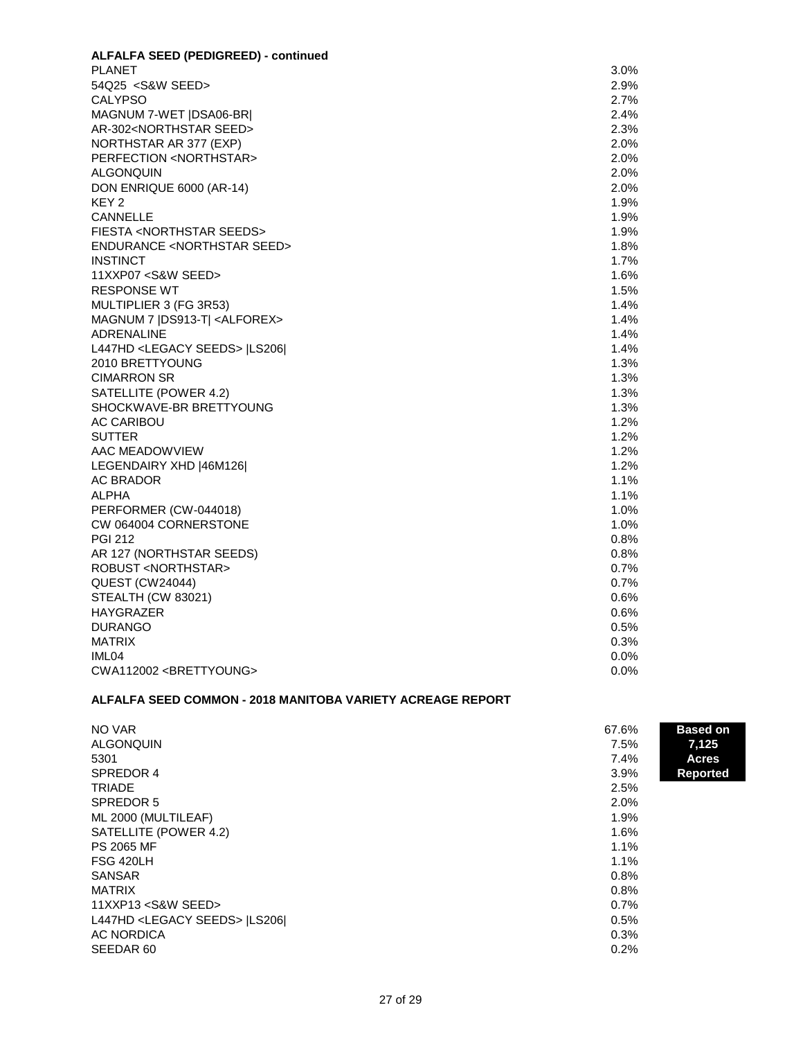**ALFALFA SEED (PEDIGREED) - continued**

| Variety | % |
|---|---|
| PLANET | 3.0% |
| 54Q25 <S&W SEED> | 2.9% |
| CALYPSO | 2.7% |
| MAGNUM 7-WET \|DSA06-BR\| | 2.4% |
| AR-302<NORTHSTAR SEED> | 2.3% |
| NORTHSTAR AR 377 (EXP) | 2.0% |
| PERFECTION <NORTHSTAR> | 2.0% |
| ALGONQUIN | 2.0% |
| DON ENRIQUE 6000 (AR-14) | 2.0% |
| KEY 2 | 1.9% |
| CANNELLE | 1.9% |
| FIESTA <NORTHSTAR SEEDS> | 1.9% |
| ENDURANCE <NORTHSTAR SEED> | 1.8% |
| INSTINCT | 1.7% |
| 11XXP07 <S&W SEED> | 1.6% |
| RESPONSE WT | 1.5% |
| MULTIPLIER 3 (FG 3R53) | 1.4% |
| MAGNUM 7 \|DS913-T\| <ALFOREX> | 1.4% |
| ADRENALINE | 1.4% |
| L447HD <LEGACY SEEDS> \|LS206\| | 1.4% |
| 2010 BRETTYOUNG | 1.3% |
| CIMARRON SR | 1.3% |
| SATELLITE (POWER 4.2) | 1.3% |
| SHOCKWAVE-BR BRETTYOUNG | 1.3% |
| AC CARIBOU | 1.2% |
| SUTTER | 1.2% |
| AAC MEADOWVIEW | 1.2% |
| LEGENDAIRY XHD \|46M126\| | 1.2% |
| AC BRADOR | 1.1% |
| ALPHA | 1.1% |
| PERFORMER (CW-044018) | 1.0% |
| CW 064004 CORNERSTONE | 1.0% |
| PGI 212 | 0.8% |
| AR 127 (NORTHSTAR SEEDS) | 0.8% |
| ROBUST <NORTHSTAR> | 0.7% |
| QUEST (CW24044) | 0.7% |
| STEALTH (CW 83021) | 0.6% |
| HAYGRAZER | 0.6% |
| DURANGO | 0.5% |
| MATRIX | 0.3% |
| IML04 | 0.0% |
| CWA112002 <BRETTYOUNG> | 0.0% |

**ALFALFA SEED COMMON - 2018 MANITOBA VARIETY ACREAGE REPORT**

**Based on 7,125 Acres Reported**

| Variety | % |
|---|---|
| NO VAR | 67.6% |
| ALGONQUIN | 7.5% |
| 5301 | 7.4% |
| SPREDOR 4 | 3.9% |
| TRIADE | 2.5% |
| SPREDOR 5 | 2.0% |
| ML 2000 (MULTILEAF) | 1.9% |
| SATELLITE (POWER 4.2) | 1.6% |
| PS 2065 MF | 1.1% |
| FSG 420LH | 1.1% |
| SANSAR | 0.8% |
| MATRIX | 0.8% |
| 11XXP13 <S&W SEED> | 0.7% |
| L447HD <LEGACY SEEDS> \|LS206\| | 0.5% |
| AC NORDICA | 0.3% |
| SEEDAR 60 | 0.2% |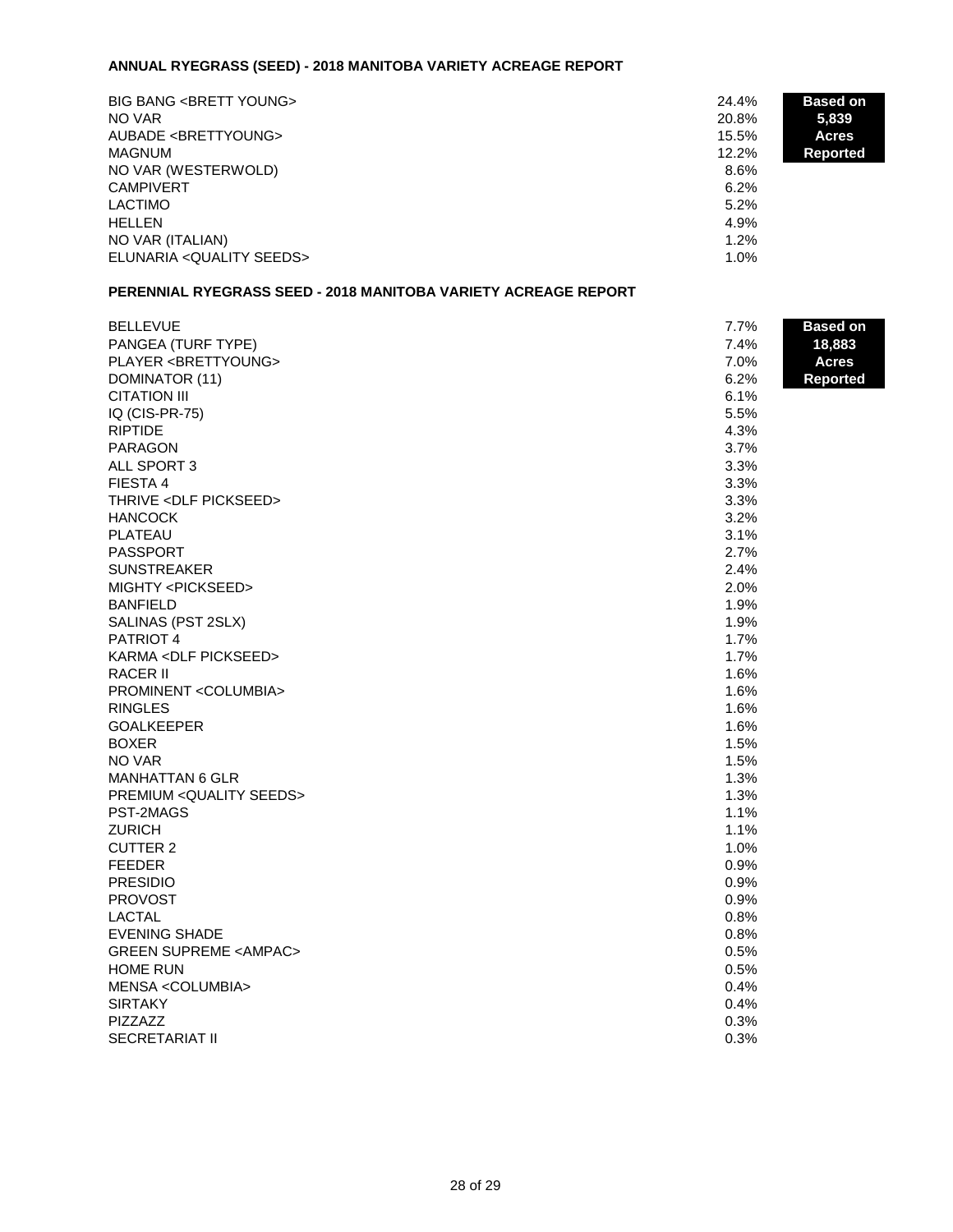**ANNUAL RYEGRASS (SEED) - 2018 MANITOBA VARIETY ACREAGE REPORT**

**Based on 5,839 Acres Reported**

| Variety | % |
|---|---|
| BIG BANG <BRETT YOUNG> | 24.4% |
| NO VAR | 20.8% |
| AUBADE <BRETTYOUNG> | 15.5% |
| MAGNUM | 12.2% |
| NO VAR (WESTERWOLD) | 8.6% |
| CAMPIVERT | 6.2% |
| LACTIMO | 5.2% |
| HELLEN | 4.9% |
| NO VAR (ITALIAN) | 1.2% |
| ELUNARIA <QUALITY SEEDS> | 1.0% |

**PERENNIAL RYEGRASS SEED - 2018 MANITOBA VARIETY ACREAGE REPORT**

**Based on 18,883 Acres Reported**

| Variety | % |
|---|---|
| BELLEVUE | 7.7% |
| PANGEA (TURF TYPE) | 7.4% |
| PLAYER <BRETTYOUNG> | 7.0% |
| DOMINATOR (11) | 6.2% |
| CITATION III | 6.1% |
| IQ (CIS-PR-75) | 5.5% |
| RIPTIDE | 4.3% |
| PARAGON | 3.7% |
| ALL SPORT 3 | 3.3% |
| FIESTA 4 | 3.3% |
| THRIVE <DLF PICKSEED> | 3.3% |
| HANCOCK | 3.2% |
| PLATEAU | 3.1% |
| PASSPORT | 2.7% |
| SUNSTREAKER | 2.4% |
| MIGHTY <PICKSEED> | 2.0% |
| BANFIELD | 1.9% |
| SALINAS (PST 2SLX) | 1.9% |
| PATRIOT 4 | 1.7% |
| KARMA <DLF PICKSEED> | 1.7% |
| RACER II | 1.6% |
| PROMINENT <COLUMBIA> | 1.6% |
| RINGLES | 1.6% |
| GOALKEEPER | 1.6% |
| BOXER | 1.5% |
| NO VAR | 1.5% |
| MANHATTAN 6 GLR | 1.3% |
| PREMIUM <QUALITY SEEDS> | 1.3% |
| PST-2MAGS | 1.1% |
| ZURICH | 1.1% |
| CUTTER 2 | 1.0% |
| FEEDER | 0.9% |
| PRESIDIO | 0.9% |
| PROVOST | 0.9% |
| LACTAL | 0.8% |
| EVENING SHADE | 0.8% |
| GREEN SUPREME <AMPAC> | 0.5% |
| HOME RUN | 0.5% |
| MENSA <COLUMBIA> | 0.4% |
| SIRTAKY | 0.4% |
| PIZZAZZ | 0.3% |
| SECRETARIAT II | 0.3% |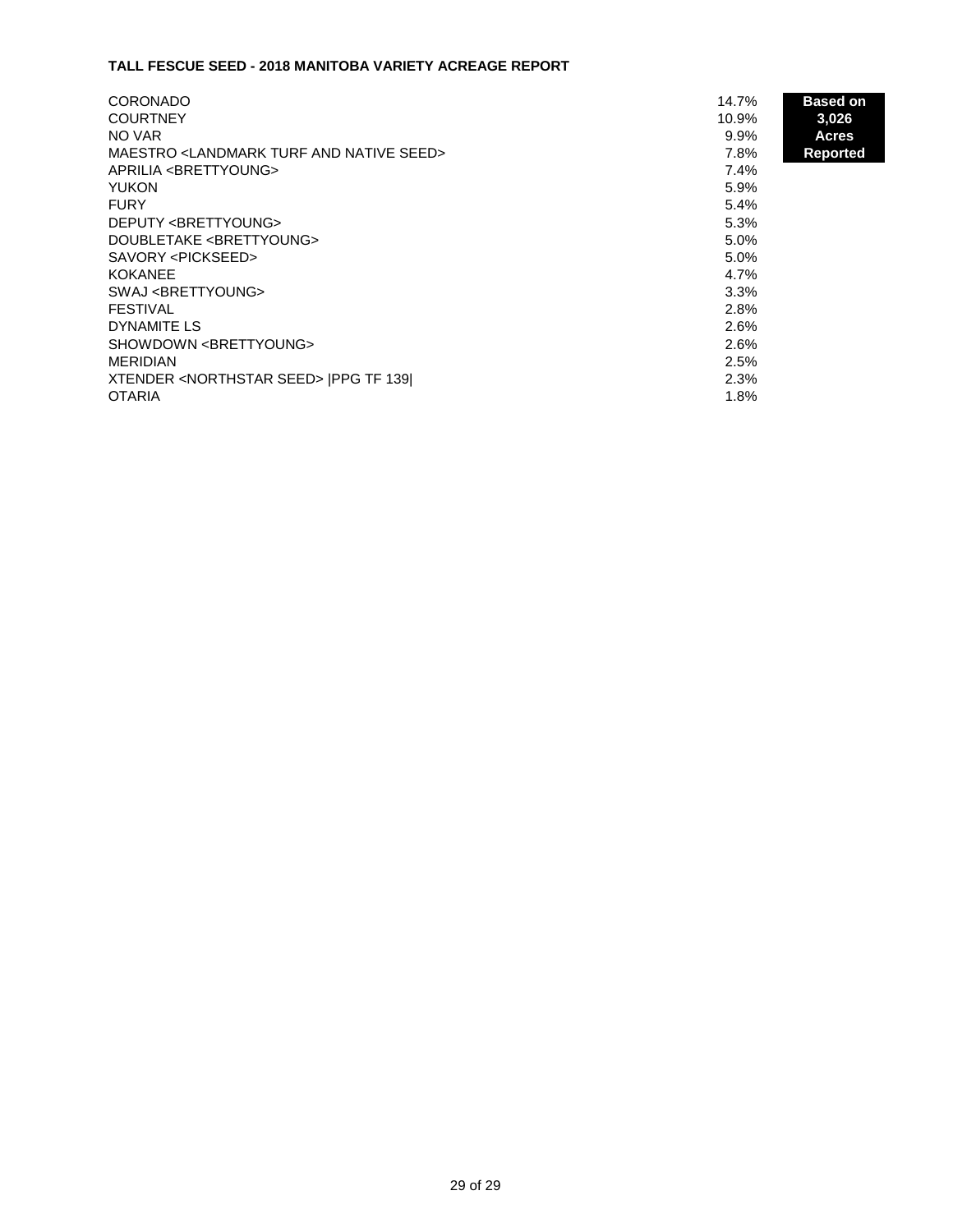**TALL FESCUE SEED - 2018 MANITOBA VARIETY ACREAGE REPORT**

**Based on 3,026 Acres Reported**

| | |
|---|---|
| CORONADO | 14.7% |
| COURTNEY | 10.9% |
| NO VAR | 9.9% |
| MAESTRO <LANDMARK TURF AND NATIVE SEED> | 7.8% |
| APRILIA <BRETTYOUNG> | 7.4% |
| YUKON | 5.9% |
| FURY | 5.4% |
| DEPUTY <BRETTYOUNG> | 5.3% |
| DOUBLETAKE <BRETTYOUNG> | 5.0% |
| SAVORY <PICKSEED> | 5.0% |
| KOKANEE | 4.7% |
| SWAJ <BRETTYOUNG> | 3.3% |
| FESTIVAL | 2.8% |
| DYNAMITE LS | 2.6% |
| SHOWDOWN <BRETTYOUNG> | 2.6% |
| MERIDIAN | 2.5% |
| XTENDER <NORTHSTAR SEED> \|PPG TF 139\| | 2.3% |
| OTARIA | 1.8% |